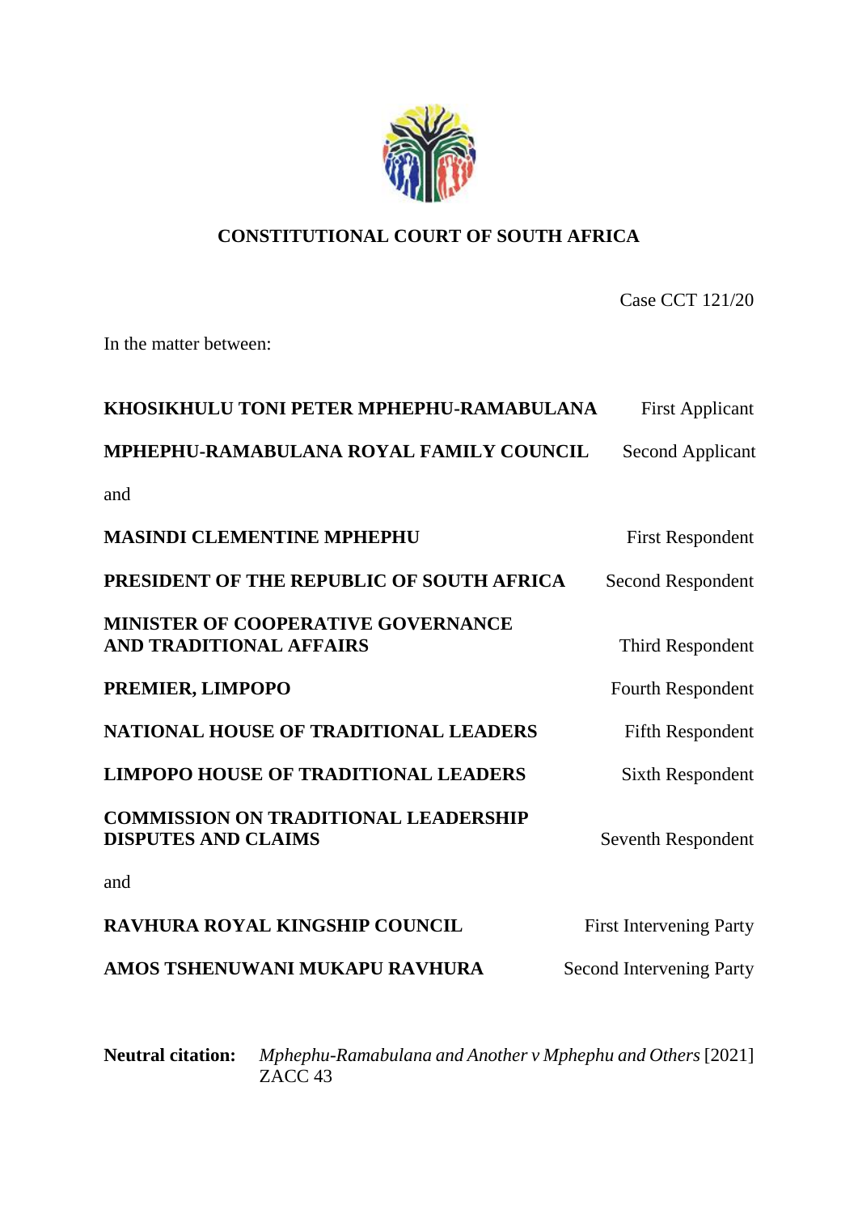# CONSTITUTIONAL COURT OF SOUTH AFRICA

Case CCT 121/20

In the matter between:

| | |
|---|---|
| **KHOSIKHULU TONI PETER MPHEPHU-RAMABULANA** | First Applicant |
| **MPHEPHU-RAMABULANA ROYAL FAMILY COUNCIL** | Second Applicant |

and

| | |
|---|---|
| **MASINDI CLEMENTINE MPHEPHU** | First Respondent |
| **PRESIDENT OF THE REPUBLIC OF SOUTH AFRICA** | Second Respondent |
| **MINISTER OF COOPERATIVE GOVERNANCE AND TRADITIONAL AFFAIRS** | Third Respondent |
| **PREMIER, LIMPOPO** | Fourth Respondent |
| **NATIONAL HOUSE OF TRADITIONAL LEADERS** | Fifth Respondent |
| **LIMPOPO HOUSE OF TRADITIONAL LEADERS** | Sixth Respondent |
| **COMMISSION ON TRADITIONAL LEADERSHIP DISPUTES AND CLAIMS** | Seventh Respondent |

and

| | |
|---|---|
| **RAVHURA ROYAL KINGSHIP COUNCIL** | First Intervening Party |
| **AMOS TSHENUWANI MUKAPU RAVHURA** | Second Intervening Party |

**Neutral citation:** *Mphephu-Ramabulana and Another v Mphephu and Others* [2021] ZACC 43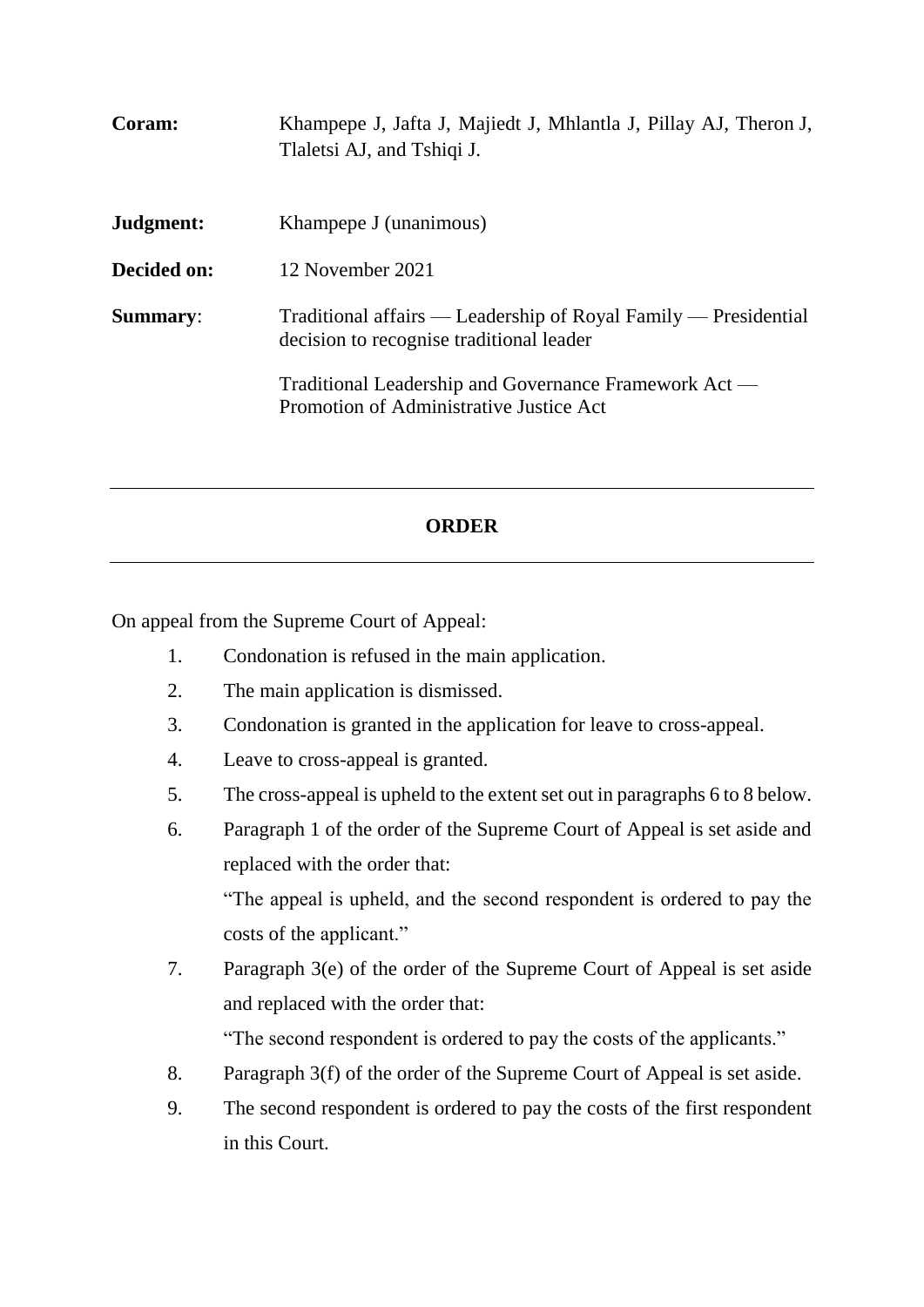**Coram:** Khampepe J, Jafta J, Majiedt J, Mhlantla J, Pillay AJ, Theron J, Tlaletsi AJ, and Tshiqi J.

**Judgment:** Khampepe J (unanimous)

**Decided on:** 12 November 2021

**Summary:** Traditional affairs — Leadership of Royal Family — Presidential decision to recognise traditional leader

Traditional Leadership and Governance Framework Act — Promotion of Administrative Justice Act

---

## ORDER

---

On appeal from the Supreme Court of Appeal:

1. Condonation is refused in the main application.
2. The main application is dismissed.
3. Condonation is granted in the application for leave to cross-appeal.
4. Leave to cross-appeal is granted.
5. The cross-appeal is upheld to the extent set out in paragraphs 6 to 8 below.
6. Paragraph 1 of the order of the Supreme Court of Appeal is set aside and replaced with the order that:

   "The appeal is upheld, and the second respondent is ordered to pay the costs of the applicant."
7. Paragraph 3(e) of the order of the Supreme Court of Appeal is set aside and replaced with the order that:

   "The second respondent is ordered to pay the costs of the applicants."
8. Paragraph 3(f) of the order of the Supreme Court of Appeal is set aside.
9. The second respondent is ordered to pay the costs of the first respondent in this Court.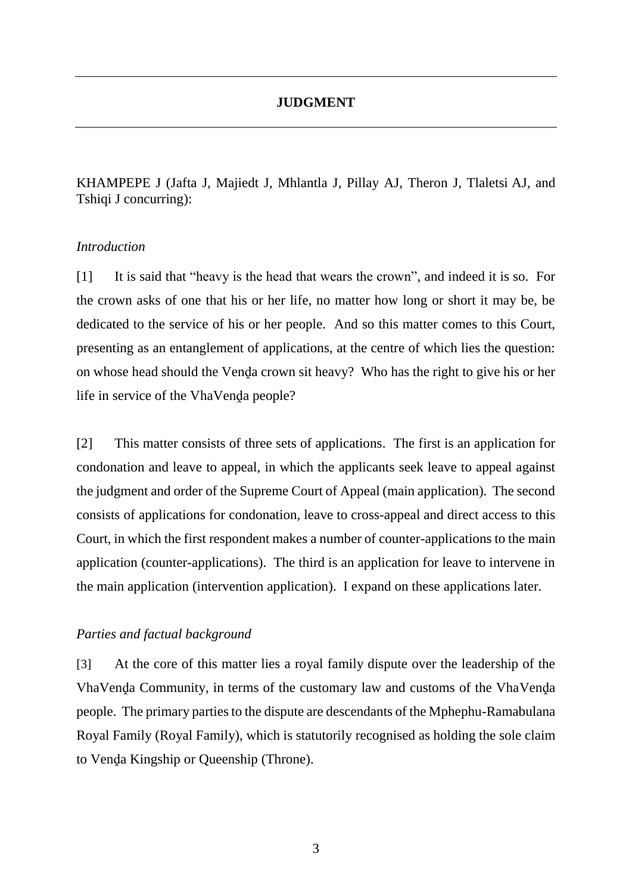## JUDGMENT

KHAMPEPE J (Jafta J, Majiedt J, Mhlantla J, Pillay AJ, Theron J, Tlaletsi AJ, and Tshiqi J concurring):

*Introduction*

[1] It is said that "heavy is the head that wears the crown", and indeed it is so. For the crown asks of one that his or her life, no matter how long or short it may be, be dedicated to the service of his or her people. And so this matter comes to this Court, presenting as an entanglement of applications, at the centre of which lies the question: on whose head should the Venḓa crown sit heavy? Who has the right to give his or her life in service of the VhaVenḓa people?

[2] This matter consists of three sets of applications. The first is an application for condonation and leave to appeal, in which the applicants seek leave to appeal against the judgment and order of the Supreme Court of Appeal (main application). The second consists of applications for condonation, leave to cross-appeal and direct access to this Court, in which the first respondent makes a number of counter-applications to the main application (counter-applications). The third is an application for leave to intervene in the main application (intervention application). I expand on these applications later.

*Parties and factual background*

[3] At the core of this matter lies a royal family dispute over the leadership of the VhaVenḓa Community, in terms of the customary law and customs of the VhaVenḓa people. The primary parties to the dispute are descendants of the Mphephu-Ramabulana Royal Family (Royal Family), which is statutorily recognised as holding the sole claim to Venḓa Kingship or Queenship (Throne).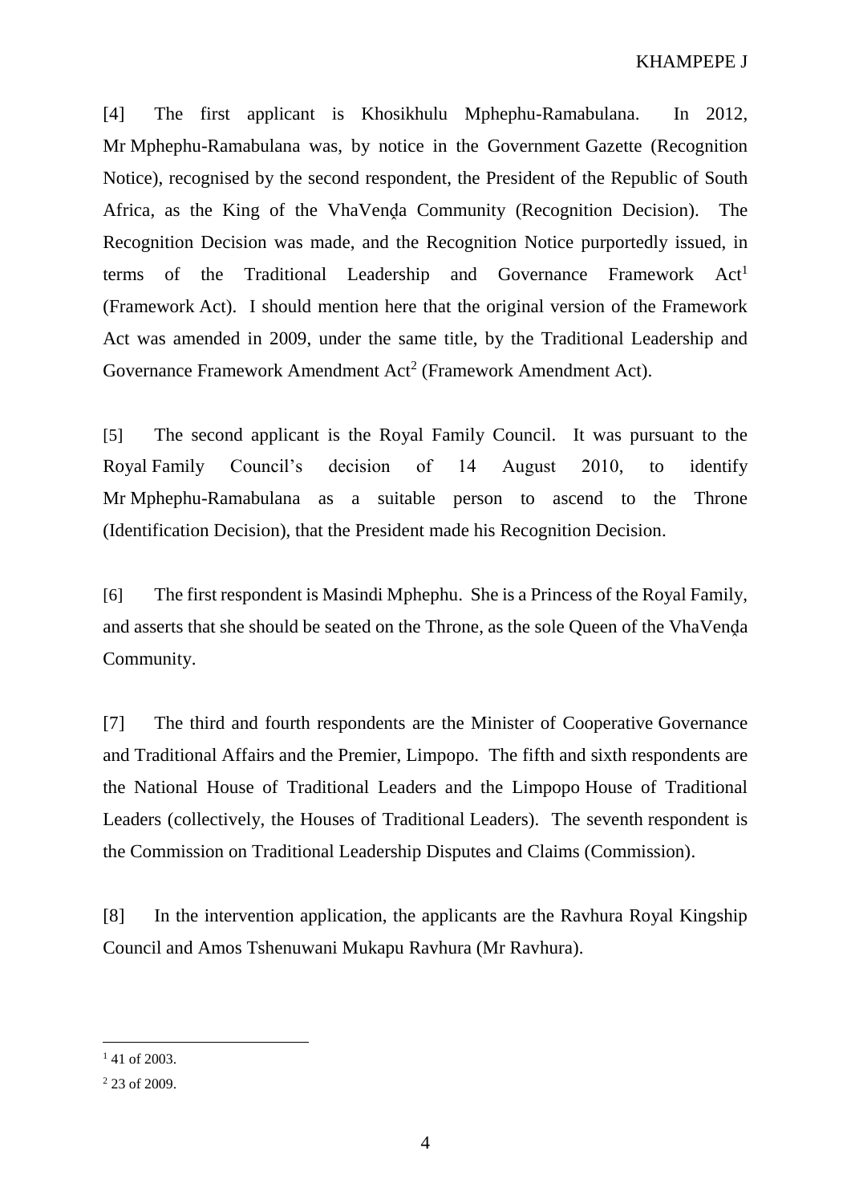[4] The first applicant is Khosikhulu Mphephu-Ramabulana. In 2012, Mr Mphephu-Ramabulana was, by notice in the Government Gazette (Recognition Notice), recognised by the second respondent, the President of the Republic of South Africa, as the King of the VhaVenḓa Community (Recognition Decision). The Recognition Decision was made, and the Recognition Notice purportedly issued, in terms of the Traditional Leadership and Governance Framework Act[1] (Framework Act). I should mention here that the original version of the Framework Act was amended in 2009, under the same title, by the Traditional Leadership and Governance Framework Amendment Act[2] (Framework Amendment Act).

[5] The second applicant is the Royal Family Council. It was pursuant to the Royal Family Council's decision of 14 August 2010, to identify Mr Mphephu-Ramabulana as a suitable person to ascend to the Throne (Identification Decision), that the President made his Recognition Decision.

[6] The first respondent is Masindi Mphephu. She is a Princess of the Royal Family, and asserts that she should be seated on the Throne, as the sole Queen of the VhaVenḓa Community.

[7] The third and fourth respondents are the Minister of Cooperative Governance and Traditional Affairs and the Premier, Limpopo. The fifth and sixth respondents are the National House of Traditional Leaders and the Limpopo House of Traditional Leaders (collectively, the Houses of Traditional Leaders). The seventh respondent is the Commission on Traditional Leadership Disputes and Claims (Commission).

[8] In the intervention application, the applicants are the Ravhura Royal Kingship Council and Amos Tshenuwani Mukapu Ravhura (Mr Ravhura).

---

[1] 41 of 2003.

[2] 23 of 2009.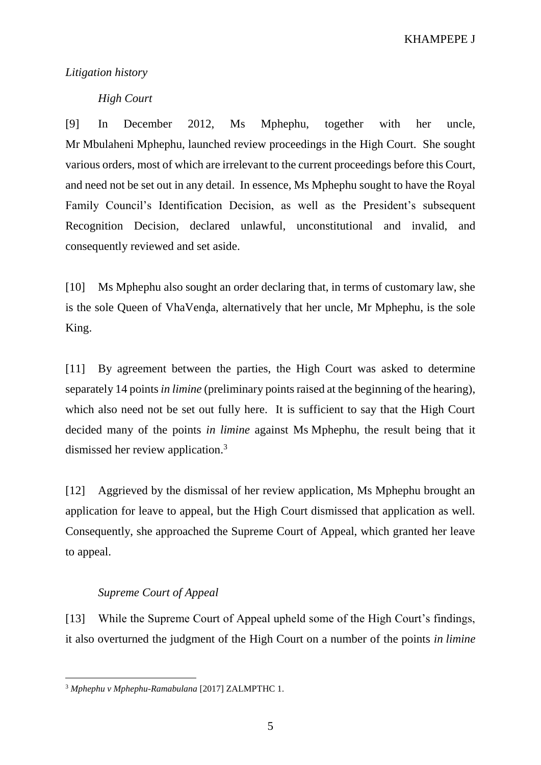*Litigation history*

*High Court*

[9] In December 2012, Ms Mphephu, together with her uncle, Mr Mbulaheni Mphephu, launched review proceedings in the High Court. She sought various orders, most of which are irrelevant to the current proceedings before this Court, and need not be set out in any detail. In essence, Ms Mphephu sought to have the Royal Family Council's Identification Decision, as well as the President's subsequent Recognition Decision, declared unlawful, unconstitutional and invalid, and consequently reviewed and set aside.

[10] Ms Mphephu also sought an order declaring that, in terms of customary law, she is the sole Queen of VhaVenḓa, alternatively that her uncle, Mr Mphephu, is the sole King.

[11] By agreement between the parties, the High Court was asked to determine separately 14 points *in limine* (preliminary points raised at the beginning of the hearing), which also need not be set out fully here. It is sufficient to say that the High Court decided many of the points *in limine* against Ms Mphephu, the result being that it dismissed her review application.[3]

[12] Aggrieved by the dismissal of her review application, Ms Mphephu brought an application for leave to appeal, but the High Court dismissed that application as well. Consequently, she approached the Supreme Court of Appeal, which granted her leave to appeal.

*Supreme Court of Appeal*

[13] While the Supreme Court of Appeal upheld some of the High Court's findings, it also overturned the judgment of the High Court on a number of the points *in limine*

[3] *Mphephu v Mphephu-Ramabulana* [2017] ZALMPTHC 1.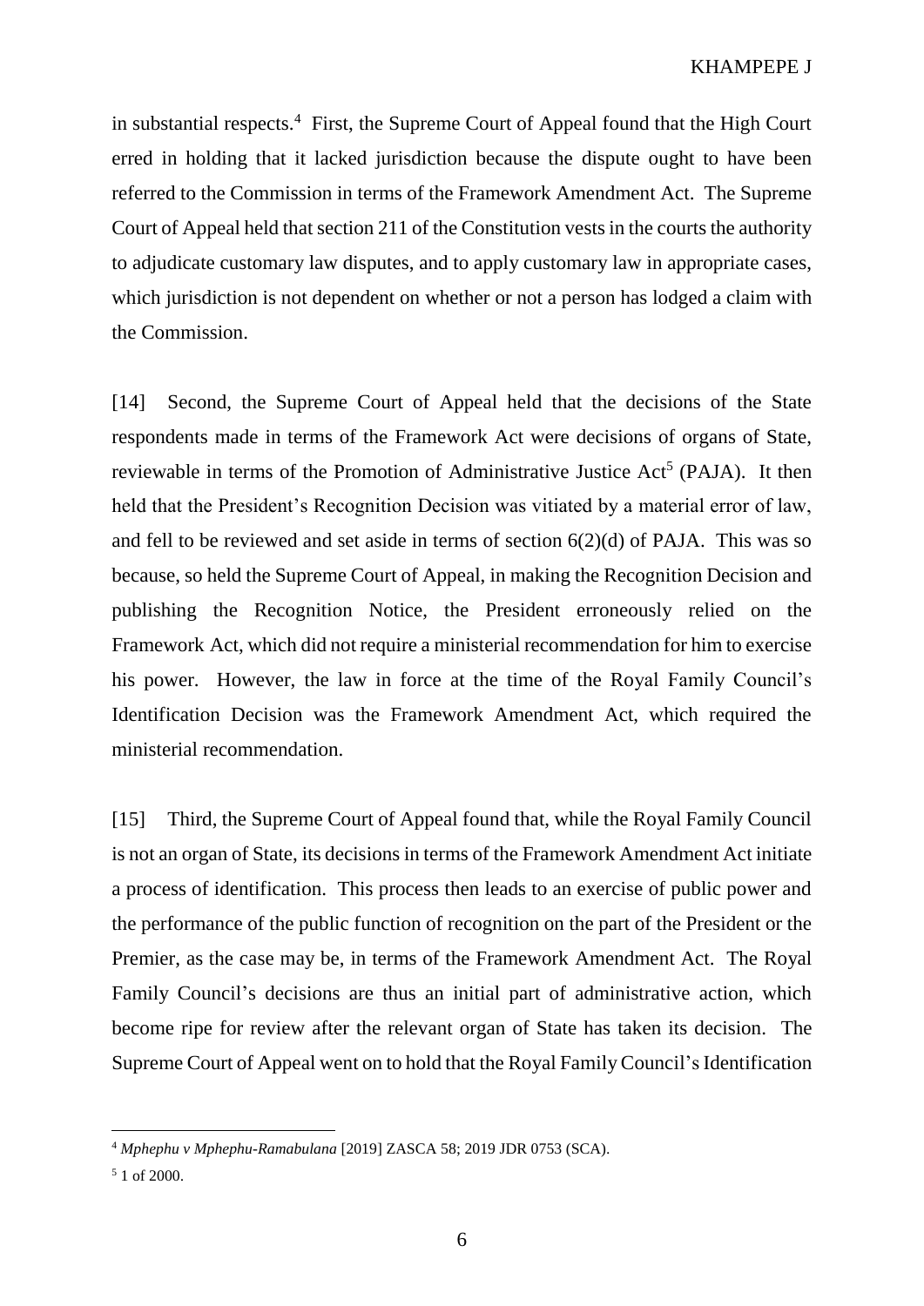in substantial respects.[4] First, the Supreme Court of Appeal found that the High Court erred in holding that it lacked jurisdiction because the dispute ought to have been referred to the Commission in terms of the Framework Amendment Act. The Supreme Court of Appeal held that section 211 of the Constitution vests in the courts the authority to adjudicate customary law disputes, and to apply customary law in appropriate cases, which jurisdiction is not dependent on whether or not a person has lodged a claim with the Commission.

[14] Second, the Supreme Court of Appeal held that the decisions of the State respondents made in terms of the Framework Act were decisions of organs of State, reviewable in terms of the Promotion of Administrative Justice Act[5] (PAJA). It then held that the President's Recognition Decision was vitiated by a material error of law, and fell to be reviewed and set aside in terms of section 6(2)(d) of PAJA. This was so because, so held the Supreme Court of Appeal, in making the Recognition Decision and publishing the Recognition Notice, the President erroneously relied on the Framework Act, which did not require a ministerial recommendation for him to exercise his power. However, the law in force at the time of the Royal Family Council's Identification Decision was the Framework Amendment Act, which required the ministerial recommendation.

[15] Third, the Supreme Court of Appeal found that, while the Royal Family Council is not an organ of State, its decisions in terms of the Framework Amendment Act initiate a process of identification. This process then leads to an exercise of public power and the performance of the public function of recognition on the part of the President or the Premier, as the case may be, in terms of the Framework Amendment Act. The Royal Family Council's decisions are thus an initial part of administrative action, which become ripe for review after the relevant organ of State has taken its decision. The Supreme Court of Appeal went on to hold that the Royal Family Council's Identification

---

[4] *Mphephu v Mphephu-Ramabulana* [2019] ZASCA 58; 2019 JDR 0753 (SCA).

[5] 1 of 2000.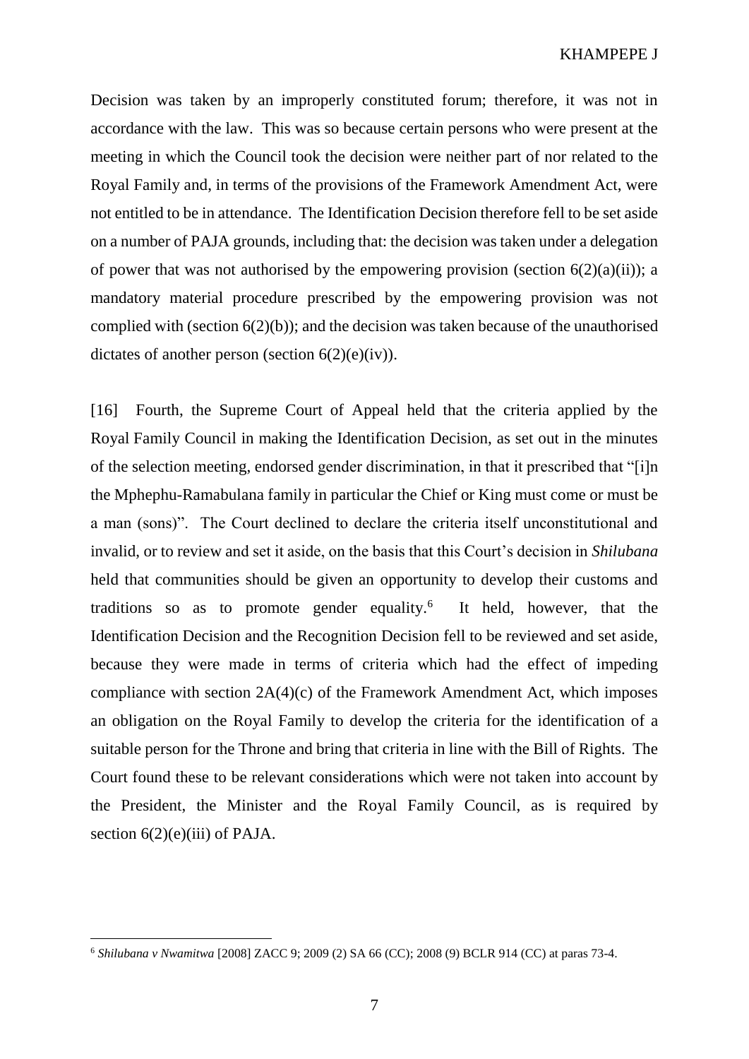Decision was taken by an improperly constituted forum; therefore, it was not in accordance with the law. This was so because certain persons who were present at the meeting in which the Council took the decision were neither part of nor related to the Royal Family and, in terms of the provisions of the Framework Amendment Act, were not entitled to be in attendance. The Identification Decision therefore fell to be set aside on a number of PAJA grounds, including that: the decision was taken under a delegation of power that was not authorised by the empowering provision (section 6(2)(a)(ii)); a mandatory material procedure prescribed by the empowering provision was not complied with (section 6(2)(b)); and the decision was taken because of the unauthorised dictates of another person (section 6(2)(e)(iv)).

[16] Fourth, the Supreme Court of Appeal held that the criteria applied by the Royal Family Council in making the Identification Decision, as set out in the minutes of the selection meeting, endorsed gender discrimination, in that it prescribed that "[i]n the Mphephu-Ramabulana family in particular the Chief or King must come or must be a man (sons)". The Court declined to declare the criteria itself unconstitutional and invalid, or to review and set it aside, on the basis that this Court's decision in *Shilubana* held that communities should be given an opportunity to develop their customs and traditions so as to promote gender equality.[6] It held, however, that the Identification Decision and the Recognition Decision fell to be reviewed and set aside, because they were made in terms of criteria which had the effect of impeding compliance with section 2A(4)(c) of the Framework Amendment Act, which imposes an obligation on the Royal Family to develop the criteria for the identification of a suitable person for the Throne and bring that criteria in line with the Bill of Rights. The Court found these to be relevant considerations which were not taken into account by the President, the Minister and the Royal Family Council, as is required by section 6(2)(e)(iii) of PAJA.

---

[6] *Shilubana v Nwamitwa* [2008] ZACC 9; 2009 (2) SA 66 (CC); 2008 (9) BCLR 914 (CC) at paras 73-4.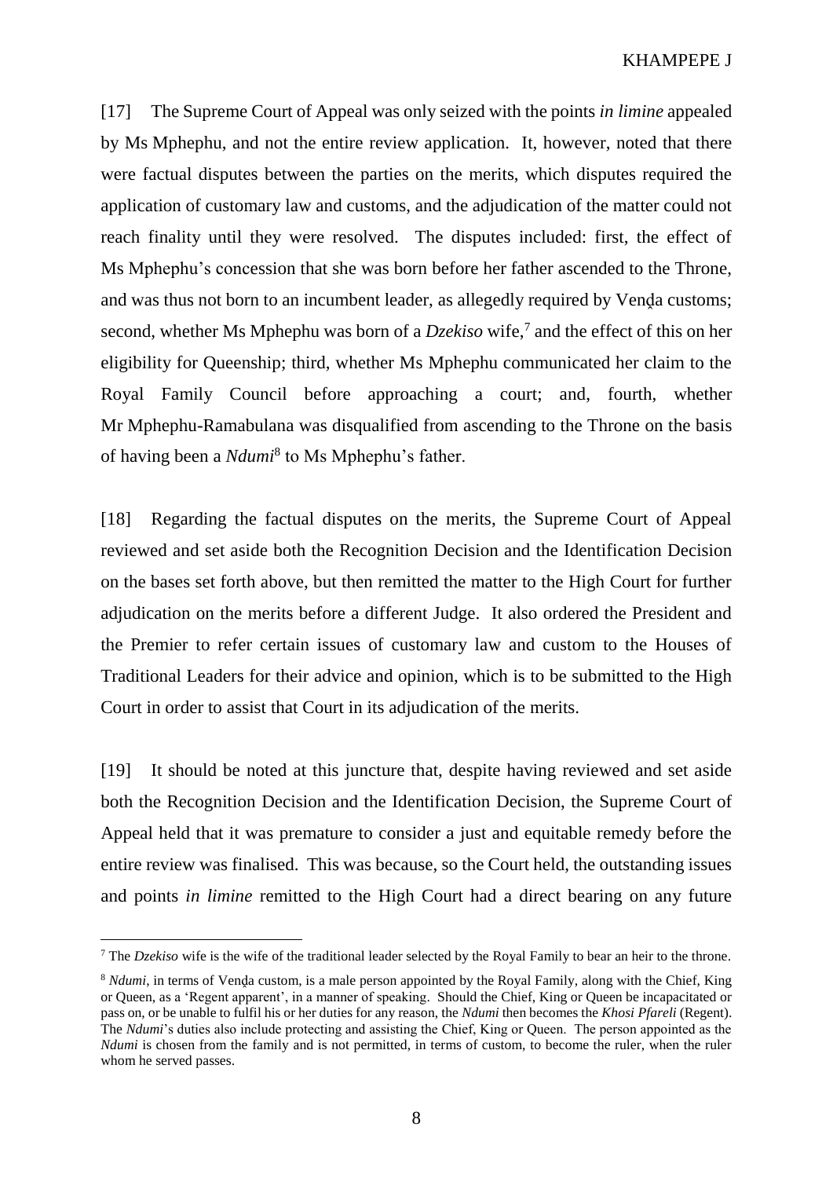[17] The Supreme Court of Appeal was only seized with the points *in limine* appealed by Ms Mphephu, and not the entire review application. It, however, noted that there were factual disputes between the parties on the merits, which disputes required the application of customary law and customs, and the adjudication of the matter could not reach finality until they were resolved. The disputes included: first, the effect of Ms Mphephu's concession that she was born before her father ascended to the Throne, and was thus not born to an incumbent leader, as allegedly required by Venḓa customs; second, whether Ms Mphephu was born of a *Dzekiso* wife,[7] and the effect of this on her eligibility for Queenship; third, whether Ms Mphephu communicated her claim to the Royal Family Council before approaching a court; and, fourth, whether Mr Mphephu-Ramabulana was disqualified from ascending to the Throne on the basis of having been a *Ndumi*[8] to Ms Mphephu's father.

[18] Regarding the factual disputes on the merits, the Supreme Court of Appeal reviewed and set aside both the Recognition Decision and the Identification Decision on the bases set forth above, but then remitted the matter to the High Court for further adjudication on the merits before a different Judge. It also ordered the President and the Premier to refer certain issues of customary law and custom to the Houses of Traditional Leaders for their advice and opinion, which is to be submitted to the High Court in order to assist that Court in its adjudication of the merits.

[19] It should be noted at this juncture that, despite having reviewed and set aside both the Recognition Decision and the Identification Decision, the Supreme Court of Appeal held that it was premature to consider a just and equitable remedy before the entire review was finalised. This was because, so the Court held, the outstanding issues and points *in limine* remitted to the High Court had a direct bearing on any future

---

[7] The *Dzekiso* wife is the wife of the traditional leader selected by the Royal Family to bear an heir to the throne.

[8] *Ndumi*, in terms of Venḓa custom, is a male person appointed by the Royal Family, along with the Chief, King or Queen, as a 'Regent apparent', in a manner of speaking. Should the Chief, King or Queen be incapacitated or pass on, or be unable to fulfil his or her duties for any reason, the *Ndumi* then becomes the *Khosi Pfareli* (Regent). The *Ndumi*'s duties also include protecting and assisting the Chief, King or Queen. The person appointed as the *Ndumi* is chosen from the family and is not permitted, in terms of custom, to become the ruler, when the ruler whom he served passes.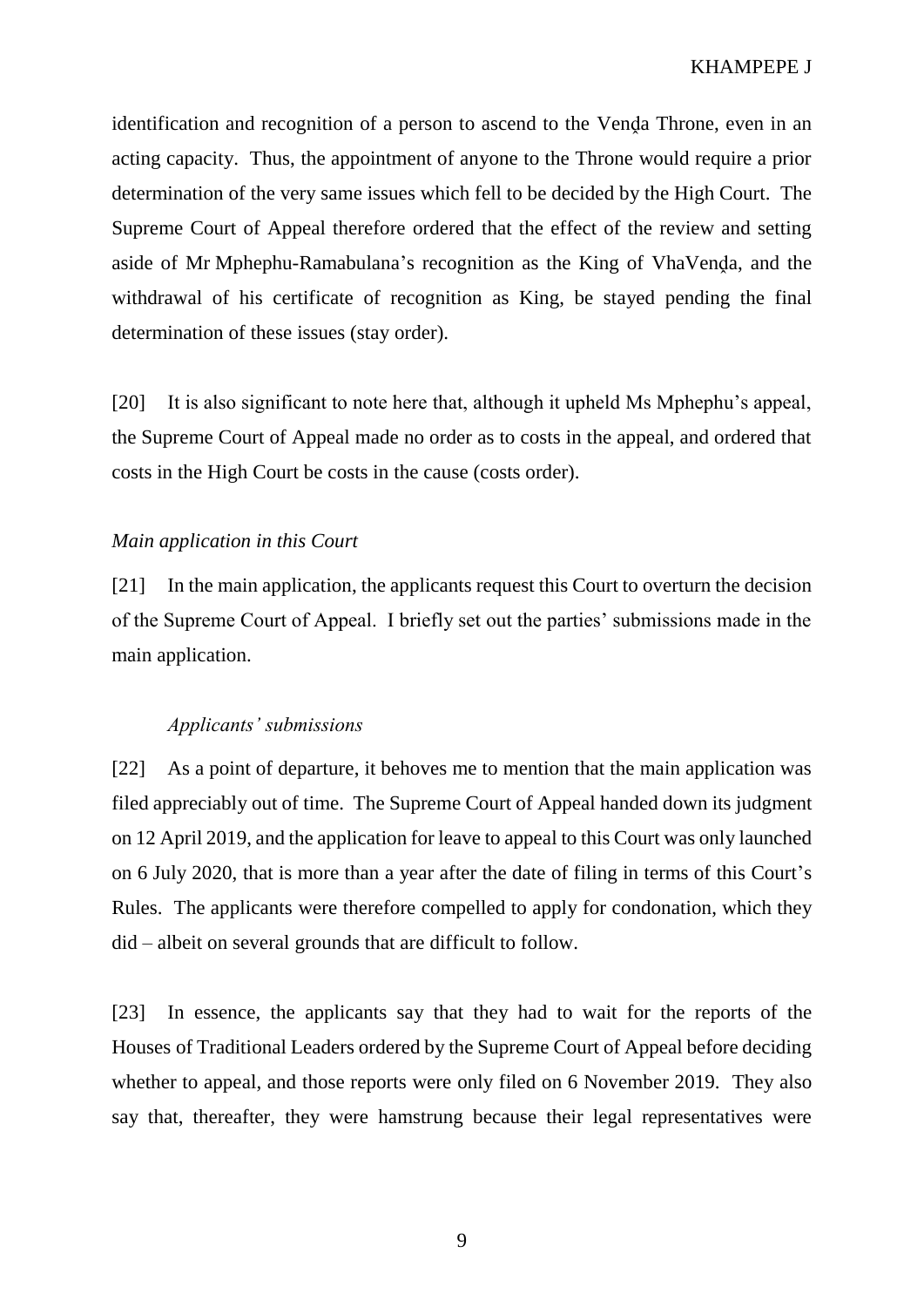identification and recognition of a person to ascend to the Venḓa Throne, even in an acting capacity. Thus, the appointment of anyone to the Throne would require a prior determination of the very same issues which fell to be decided by the High Court. The Supreme Court of Appeal therefore ordered that the effect of the review and setting aside of Mr Mphephu-Ramabulana's recognition as the King of VhaVenḓa, and the withdrawal of his certificate of recognition as King, be stayed pending the final determination of these issues (stay order).

[20] It is also significant to note here that, although it upheld Ms Mphephu's appeal, the Supreme Court of Appeal made no order as to costs in the appeal, and ordered that costs in the High Court be costs in the cause (costs order).

*Main application in this Court*

[21] In the main application, the applicants request this Court to overturn the decision of the Supreme Court of Appeal. I briefly set out the parties' submissions made in the main application.

*Applicants' submissions*

[22] As a point of departure, it behoves me to mention that the main application was filed appreciably out of time. The Supreme Court of Appeal handed down its judgment on 12 April 2019, and the application for leave to appeal to this Court was only launched on 6 July 2020, that is more than a year after the date of filing in terms of this Court's Rules. The applicants were therefore compelled to apply for condonation, which they did – albeit on several grounds that are difficult to follow.

[23] In essence, the applicants say that they had to wait for the reports of the Houses of Traditional Leaders ordered by the Supreme Court of Appeal before deciding whether to appeal, and those reports were only filed on 6 November 2019. They also say that, thereafter, they were hamstrung because their legal representatives were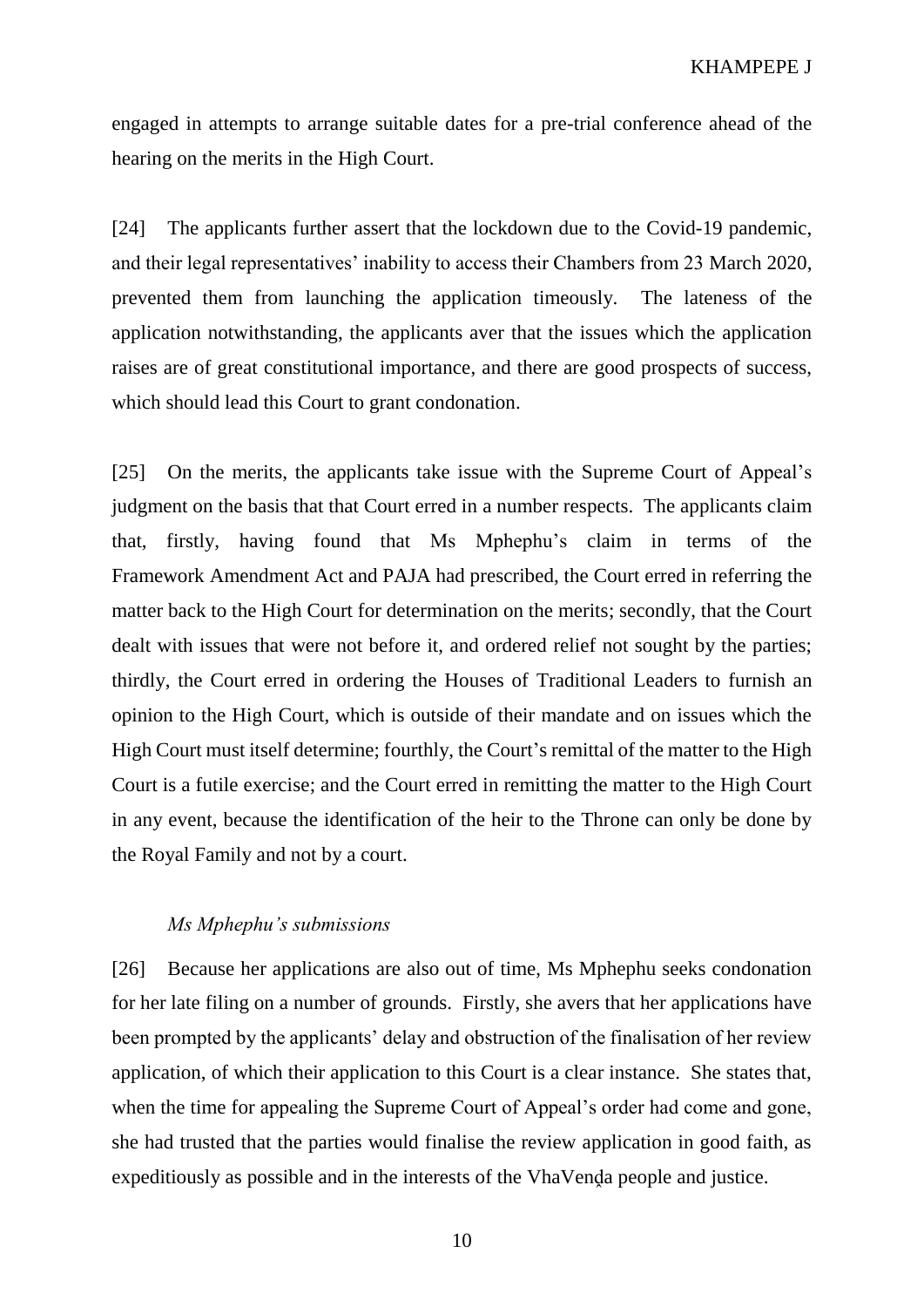engaged in attempts to arrange suitable dates for a pre-trial conference ahead of the hearing on the merits in the High Court.

[24] The applicants further assert that the lockdown due to the Covid-19 pandemic, and their legal representatives' inability to access their Chambers from 23 March 2020, prevented them from launching the application timeously. The lateness of the application notwithstanding, the applicants aver that the issues which the application raises are of great constitutional importance, and there are good prospects of success, which should lead this Court to grant condonation.

[25] On the merits, the applicants take issue with the Supreme Court of Appeal's judgment on the basis that that Court erred in a number respects. The applicants claim that, firstly, having found that Ms Mphephu's claim in terms of the Framework Amendment Act and PAJA had prescribed, the Court erred in referring the matter back to the High Court for determination on the merits; secondly, that the Court dealt with issues that were not before it, and ordered relief not sought by the parties; thirdly, the Court erred in ordering the Houses of Traditional Leaders to furnish an opinion to the High Court, which is outside of their mandate and on issues which the High Court must itself determine; fourthly, the Court's remittal of the matter to the High Court is a futile exercise; and the Court erred in remitting the matter to the High Court in any event, because the identification of the heir to the Throne can only be done by the Royal Family and not by a court.

*Ms Mphephu's submissions*

[26] Because her applications are also out of time, Ms Mphephu seeks condonation for her late filing on a number of grounds. Firstly, she avers that her applications have been prompted by the applicants' delay and obstruction of the finalisation of her review application, of which their application to this Court is a clear instance. She states that, when the time for appealing the Supreme Court of Appeal's order had come and gone, she had trusted that the parties would finalise the review application in good faith, as expeditiously as possible and in the interests of the VhaVenḓa people and justice.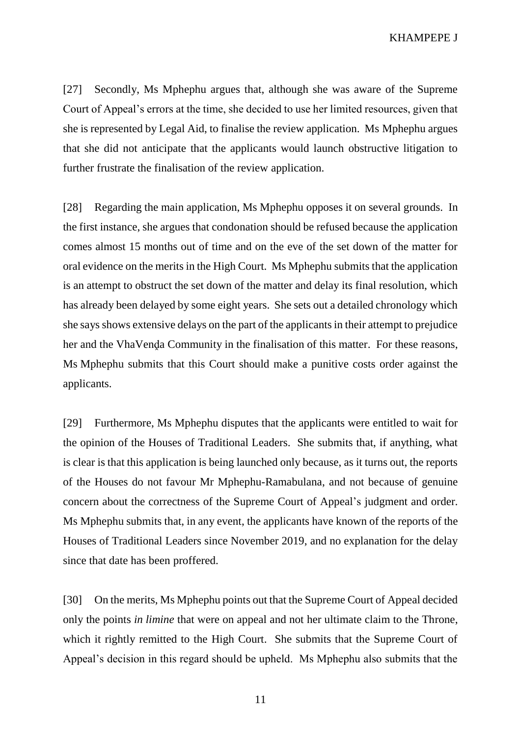[27] Secondly, Ms Mphephu argues that, although she was aware of the Supreme Court of Appeal's errors at the time, she decided to use her limited resources, given that she is represented by Legal Aid, to finalise the review application. Ms Mphephu argues that she did not anticipate that the applicants would launch obstructive litigation to further frustrate the finalisation of the review application.

[28] Regarding the main application, Ms Mphephu opposes it on several grounds. In the first instance, she argues that condonation should be refused because the application comes almost 15 months out of time and on the eve of the set down of the matter for oral evidence on the merits in the High Court. Ms Mphephu submits that the application is an attempt to obstruct the set down of the matter and delay its final resolution, which has already been delayed by some eight years. She sets out a detailed chronology which she says shows extensive delays on the part of the applicants in their attempt to prejudice her and the VhaVenḓa Community in the finalisation of this matter. For these reasons, Ms Mphephu submits that this Court should make a punitive costs order against the applicants.

[29] Furthermore, Ms Mphephu disputes that the applicants were entitled to wait for the opinion of the Houses of Traditional Leaders. She submits that, if anything, what is clear is that this application is being launched only because, as it turns out, the reports of the Houses do not favour Mr Mphephu-Ramabulana, and not because of genuine concern about the correctness of the Supreme Court of Appeal's judgment and order. Ms Mphephu submits that, in any event, the applicants have known of the reports of the Houses of Traditional Leaders since November 2019, and no explanation for the delay since that date has been proffered.

[30] On the merits, Ms Mphephu points out that the Supreme Court of Appeal decided only the points *in limine* that were on appeal and not her ultimate claim to the Throne, which it rightly remitted to the High Court. She submits that the Supreme Court of Appeal's decision in this regard should be upheld. Ms Mphephu also submits that the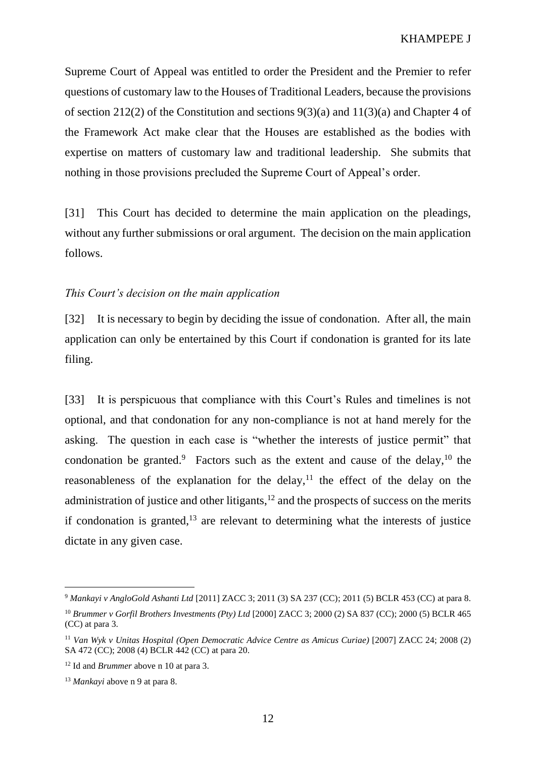Supreme Court of Appeal was entitled to order the President and the Premier to refer questions of customary law to the Houses of Traditional Leaders, because the provisions of section 212(2) of the Constitution and sections 9(3)(a) and 11(3)(a) and Chapter 4 of the Framework Act make clear that the Houses are established as the bodies with expertise on matters of customary law and traditional leadership. She submits that nothing in those provisions precluded the Supreme Court of Appeal's order.

[31] This Court has decided to determine the main application on the pleadings, without any further submissions or oral argument. The decision on the main application follows.

### *This Court's decision on the main application*

[32] It is necessary to begin by deciding the issue of condonation. After all, the main application can only be entertained by this Court if condonation is granted for its late filing.

[33] It is perspicuous that compliance with this Court's Rules and timelines is not optional, and that condonation for any non-compliance is not at hand merely for the asking. The question in each case is "whether the interests of justice permit" that condonation be granted.[9] Factors such as the extent and cause of the delay,[10] the reasonableness of the explanation for the delay,[11] the effect of the delay on the administration of justice and other litigants,[12] and the prospects of success on the merits if condonation is granted,[13] are relevant to determining what the interests of justice dictate in any given case.

---

[9] *Mankayi v AngloGold Ashanti Ltd* [2011] ZACC 3; 2011 (3) SA 237 (CC); 2011 (5) BCLR 453 (CC) at para 8.

[10] *Brummer v Gorfil Brothers Investments (Pty) Ltd* [2000] ZACC 3; 2000 (2) SA 837 (CC); 2000 (5) BCLR 465 (CC) at para 3.

[11] *Van Wyk v Unitas Hospital (Open Democratic Advice Centre as Amicus Curiae)* [2007] ZACC 24; 2008 (2) SA 472 (CC); 2008 (4) BCLR 442 (CC) at para 20.

[12] Id and *Brummer* above n 10 at para 3.

[13] *Mankayi* above n 9 at para 8.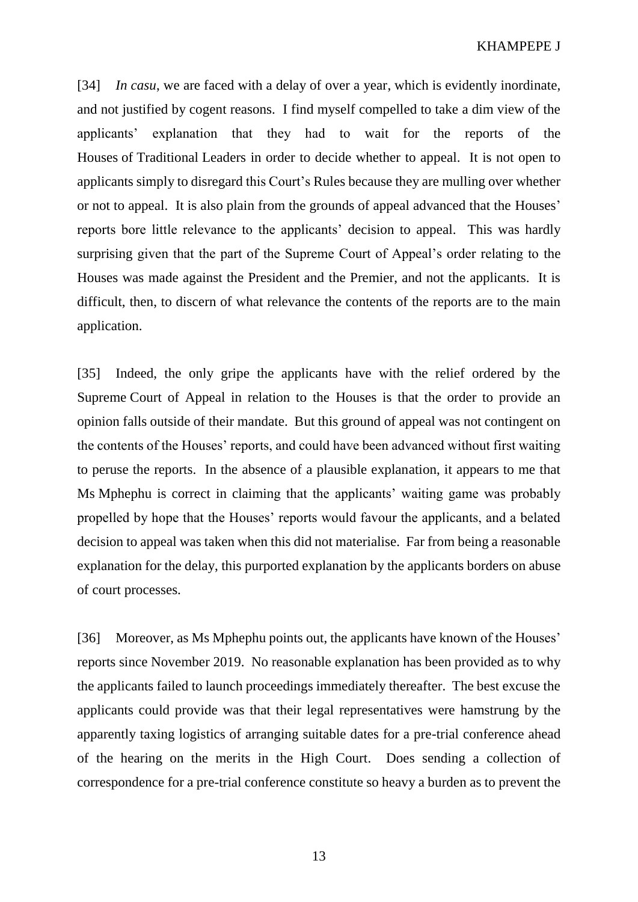[34] *In casu*, we are faced with a delay of over a year, which is evidently inordinate, and not justified by cogent reasons. I find myself compelled to take a dim view of the applicants' explanation that they had to wait for the reports of the Houses of Traditional Leaders in order to decide whether to appeal. It is not open to applicants simply to disregard this Court's Rules because they are mulling over whether or not to appeal. It is also plain from the grounds of appeal advanced that the Houses' reports bore little relevance to the applicants' decision to appeal. This was hardly surprising given that the part of the Supreme Court of Appeal's order relating to the Houses was made against the President and the Premier, and not the applicants. It is difficult, then, to discern of what relevance the contents of the reports are to the main application.

[35] Indeed, the only gripe the applicants have with the relief ordered by the Supreme Court of Appeal in relation to the Houses is that the order to provide an opinion falls outside of their mandate. But this ground of appeal was not contingent on the contents of the Houses' reports, and could have been advanced without first waiting to peruse the reports. In the absence of a plausible explanation, it appears to me that Ms Mphephu is correct in claiming that the applicants' waiting game was probably propelled by hope that the Houses' reports would favour the applicants, and a belated decision to appeal was taken when this did not materialise. Far from being a reasonable explanation for the delay, this purported explanation by the applicants borders on abuse of court processes.

[36] Moreover, as Ms Mphephu points out, the applicants have known of the Houses' reports since November 2019. No reasonable explanation has been provided as to why the applicants failed to launch proceedings immediately thereafter. The best excuse the applicants could provide was that their legal representatives were hamstrung by the apparently taxing logistics of arranging suitable dates for a pre-trial conference ahead of the hearing on the merits in the High Court. Does sending a collection of correspondence for a pre-trial conference constitute so heavy a burden as to prevent the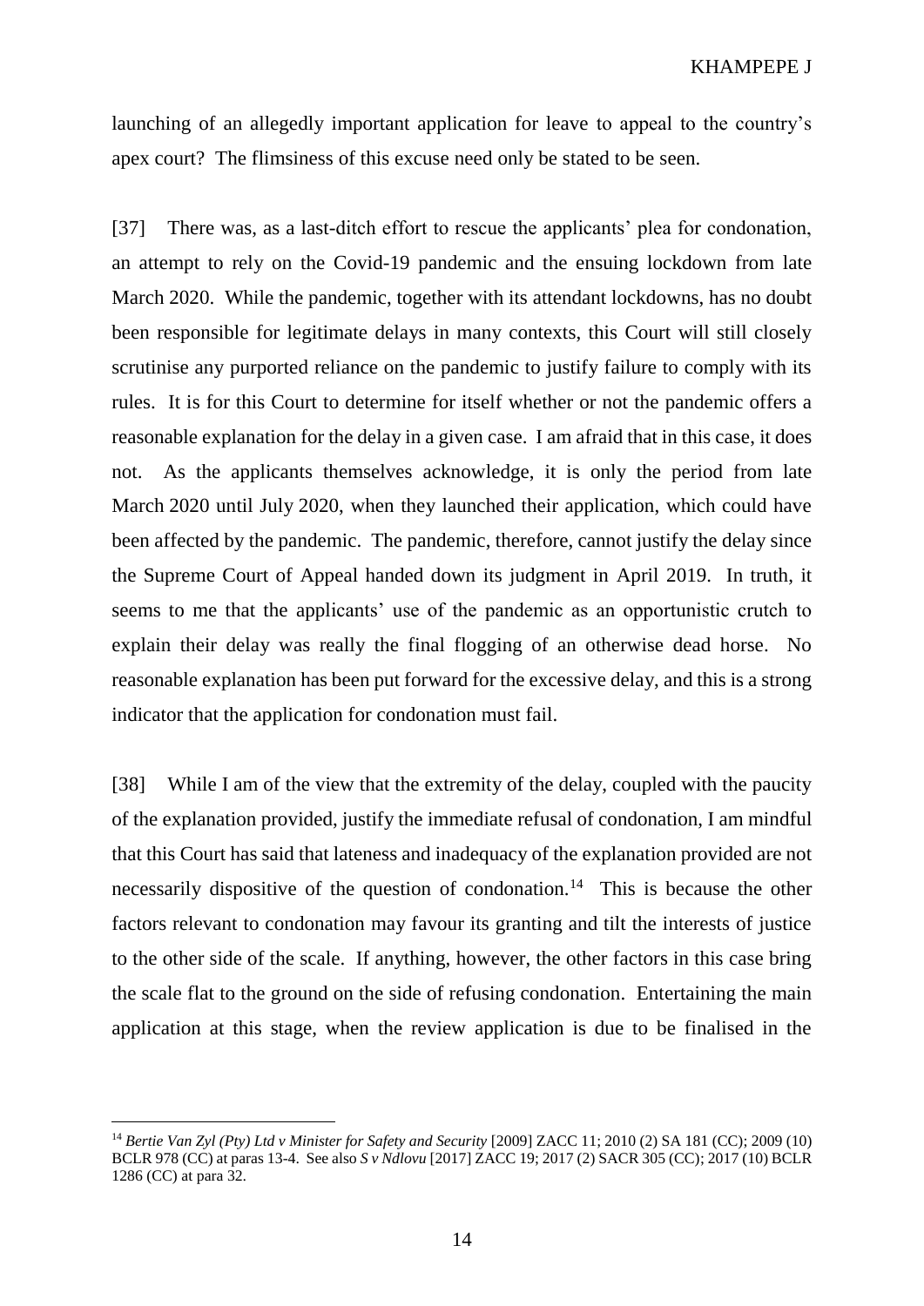launching of an allegedly important application for leave to appeal to the country's apex court? The flimsiness of this excuse need only be stated to be seen.

[37] There was, as a last-ditch effort to rescue the applicants' plea for condonation, an attempt to rely on the Covid-19 pandemic and the ensuing lockdown from late March 2020. While the pandemic, together with its attendant lockdowns, has no doubt been responsible for legitimate delays in many contexts, this Court will still closely scrutinise any purported reliance on the pandemic to justify failure to comply with its rules. It is for this Court to determine for itself whether or not the pandemic offers a reasonable explanation for the delay in a given case. I am afraid that in this case, it does not. As the applicants themselves acknowledge, it is only the period from late March 2020 until July 2020, when they launched their application, which could have been affected by the pandemic. The pandemic, therefore, cannot justify the delay since the Supreme Court of Appeal handed down its judgment in April 2019. In truth, it seems to me that the applicants' use of the pandemic as an opportunistic crutch to explain their delay was really the final flogging of an otherwise dead horse. No reasonable explanation has been put forward for the excessive delay, and this is a strong indicator that the application for condonation must fail.

[38] While I am of the view that the extremity of the delay, coupled with the paucity of the explanation provided, justify the immediate refusal of condonation, I am mindful that this Court has said that lateness and inadequacy of the explanation provided are not necessarily dispositive of the question of condonation.[14] This is because the other factors relevant to condonation may favour its granting and tilt the interests of justice to the other side of the scale. If anything, however, the other factors in this case bring the scale flat to the ground on the side of refusing condonation. Entertaining the main application at this stage, when the review application is due to be finalised in the

---

[14] *Bertie Van Zyl (Pty) Ltd v Minister for Safety and Security* [2009] ZACC 11; 2010 (2) SA 181 (CC); 2009 (10) BCLR 978 (CC) at paras 13-4. See also *S v Ndlovu* [2017] ZACC 19; 2017 (2) SACR 305 (CC); 2017 (10) BCLR 1286 (CC) at para 32.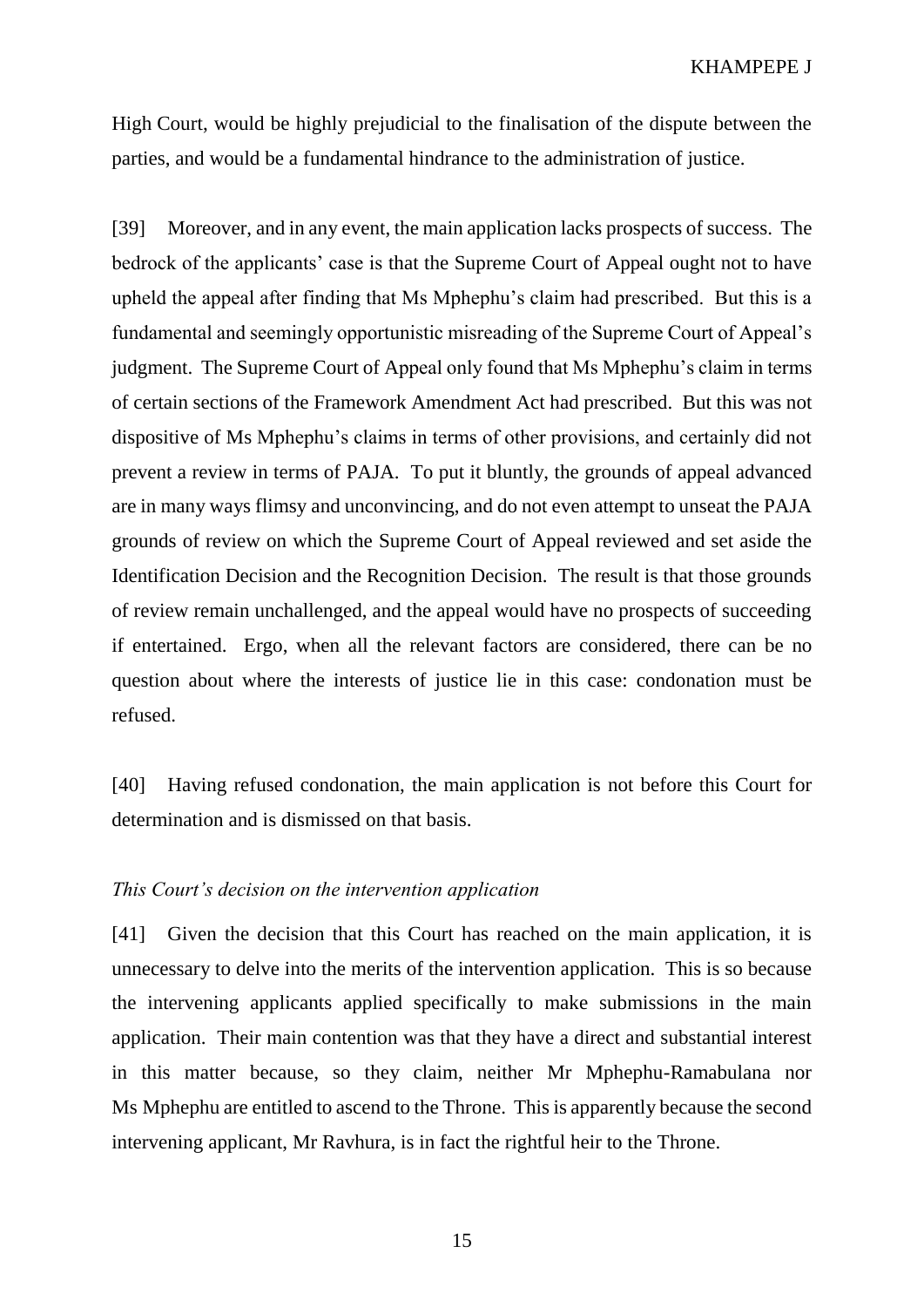High Court, would be highly prejudicial to the finalisation of the dispute between the parties, and would be a fundamental hindrance to the administration of justice.

[39] Moreover, and in any event, the main application lacks prospects of success. The bedrock of the applicants' case is that the Supreme Court of Appeal ought not to have upheld the appeal after finding that Ms Mphephu's claim had prescribed. But this is a fundamental and seemingly opportunistic misreading of the Supreme Court of Appeal's judgment. The Supreme Court of Appeal only found that Ms Mphephu's claim in terms of certain sections of the Framework Amendment Act had prescribed. But this was not dispositive of Ms Mphephu's claims in terms of other provisions, and certainly did not prevent a review in terms of PAJA. To put it bluntly, the grounds of appeal advanced are in many ways flimsy and unconvincing, and do not even attempt to unseat the PAJA grounds of review on which the Supreme Court of Appeal reviewed and set aside the Identification Decision and the Recognition Decision. The result is that those grounds of review remain unchallenged, and the appeal would have no prospects of succeeding if entertained. Ergo, when all the relevant factors are considered, there can be no question about where the interests of justice lie in this case: condonation must be refused.

[40] Having refused condonation, the main application is not before this Court for determination and is dismissed on that basis.

*This Court's decision on the intervention application*

[41] Given the decision that this Court has reached on the main application, it is unnecessary to delve into the merits of the intervention application. This is so because the intervening applicants applied specifically to make submissions in the main application. Their main contention was that they have a direct and substantial interest in this matter because, so they claim, neither Mr Mphephu-Ramabulana nor Ms Mphephu are entitled to ascend to the Throne. This is apparently because the second intervening applicant, Mr Ravhura, is in fact the rightful heir to the Throne.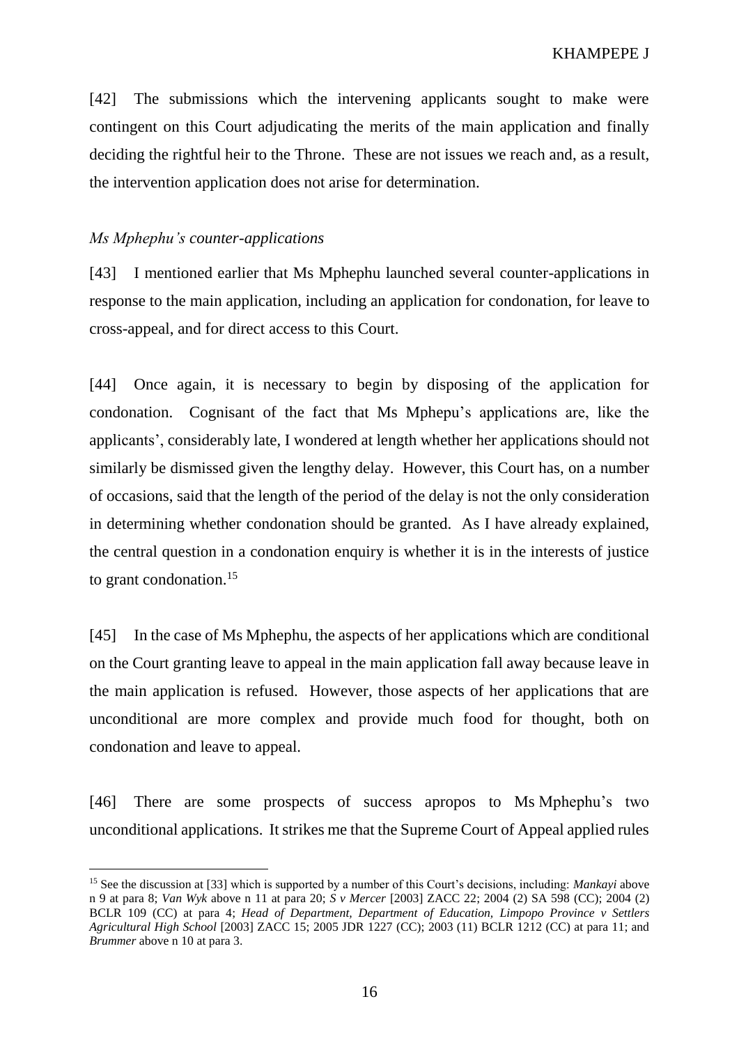[42] The submissions which the intervening applicants sought to make were contingent on this Court adjudicating the merits of the main application and finally deciding the rightful heir to the Throne. These are not issues we reach and, as a result, the intervention application does not arise for determination.

*Ms Mphephu's counter-applications*

[43] I mentioned earlier that Ms Mphephu launched several counter-applications in response to the main application, including an application for condonation, for leave to cross-appeal, and for direct access to this Court.

[44] Once again, it is necessary to begin by disposing of the application for condonation. Cognisant of the fact that Ms Mphepu's applications are, like the applicants', considerably late, I wondered at length whether her applications should not similarly be dismissed given the lengthy delay. However, this Court has, on a number of occasions, said that the length of the period of the delay is not the only consideration in determining whether condonation should be granted. As I have already explained, the central question in a condonation enquiry is whether it is in the interests of justice to grant condonation.[15]

[45] In the case of Ms Mphephu, the aspects of her applications which are conditional on the Court granting leave to appeal in the main application fall away because leave in the main application is refused. However, those aspects of her applications that are unconditional are more complex and provide much food for thought, both on condonation and leave to appeal.

[46] There are some prospects of success apropos to Ms Mphephu's two unconditional applications. It strikes me that the Supreme Court of Appeal applied rules

[15] See the discussion at [33] which is supported by a number of this Court's decisions, including: *Mankayi* above n 9 at para 8; *Van Wyk* above n 11 at para 20; *S v Mercer* [2003] ZACC 22; 2004 (2) SA 598 (CC); 2004 (2) BCLR 109 (CC) at para 4; *Head of Department, Department of Education, Limpopo Province v Settlers Agricultural High School* [2003] ZACC 15; 2005 JDR 1227 (CC); 2003 (11) BCLR 1212 (CC) at para 11; and *Brummer* above n 10 at para 3.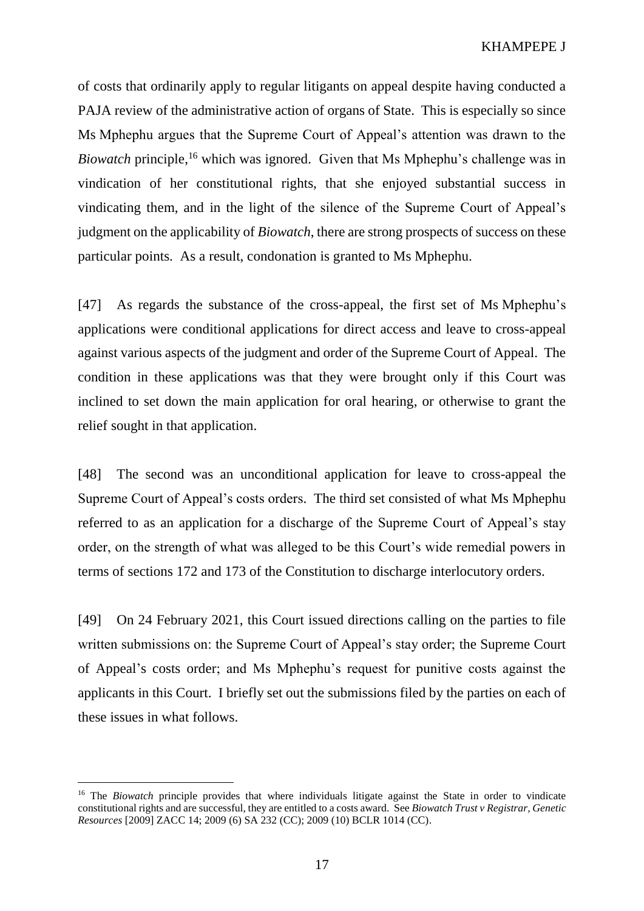of costs that ordinarily apply to regular litigants on appeal despite having conducted a PAJA review of the administrative action of organs of State. This is especially so since Ms Mphephu argues that the Supreme Court of Appeal's attention was drawn to the *Biowatch* principle,[16] which was ignored. Given that Ms Mphephu's challenge was in vindication of her constitutional rights, that she enjoyed substantial success in vindicating them, and in the light of the silence of the Supreme Court of Appeal's judgment on the applicability of *Biowatch*, there are strong prospects of success on these particular points. As a result, condonation is granted to Ms Mphephu.

[47] As regards the substance of the cross-appeal, the first set of Ms Mphephu's applications were conditional applications for direct access and leave to cross-appeal against various aspects of the judgment and order of the Supreme Court of Appeal. The condition in these applications was that they were brought only if this Court was inclined to set down the main application for oral hearing, or otherwise to grant the relief sought in that application.

[48] The second was an unconditional application for leave to cross-appeal the Supreme Court of Appeal's costs orders. The third set consisted of what Ms Mphephu referred to as an application for a discharge of the Supreme Court of Appeal's stay order, on the strength of what was alleged to be this Court's wide remedial powers in terms of sections 172 and 173 of the Constitution to discharge interlocutory orders.

[49] On 24 February 2021, this Court issued directions calling on the parties to file written submissions on: the Supreme Court of Appeal's stay order; the Supreme Court of Appeal's costs order; and Ms Mphephu's request for punitive costs against the applicants in this Court. I briefly set out the submissions filed by the parties on each of these issues in what follows.

---

[16] The *Biowatch* principle provides that where individuals litigate against the State in order to vindicate constitutional rights and are successful, they are entitled to a costs award. See *Biowatch Trust v Registrar, Genetic Resources* [2009] ZACC 14; 2009 (6) SA 232 (CC); 2009 (10) BCLR 1014 (CC).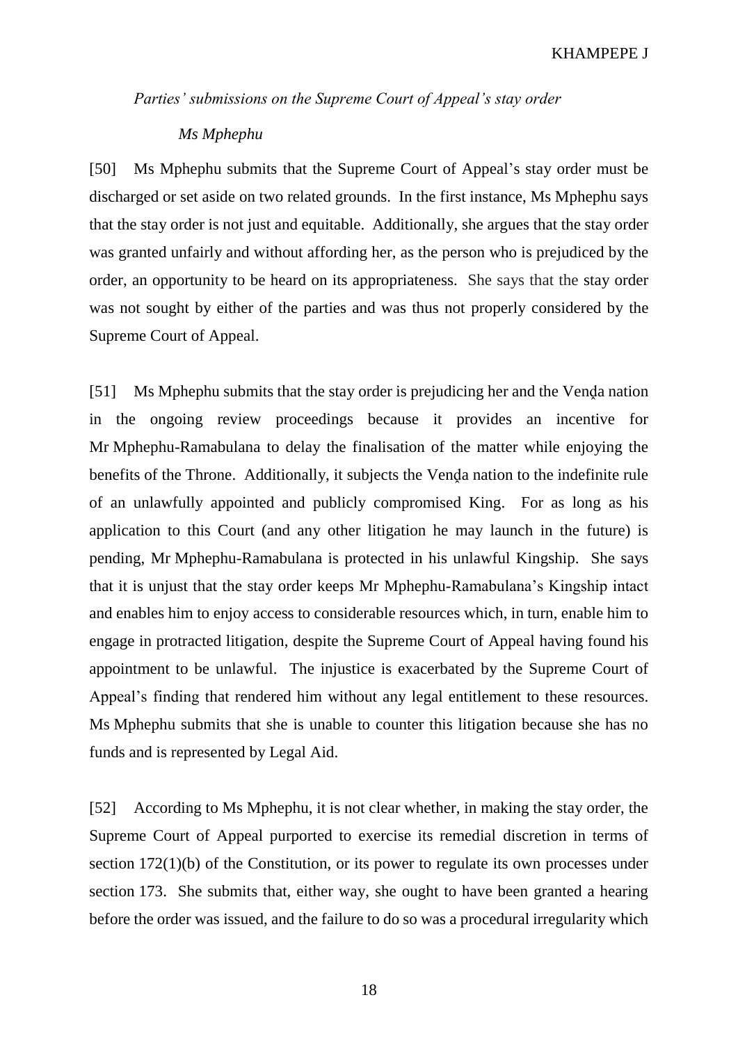*Parties' submissions on the Supreme Court of Appeal's stay order*

*Ms Mphephu*

[50] Ms Mphephu submits that the Supreme Court of Appeal's stay order must be discharged or set aside on two related grounds. In the first instance, Ms Mphephu says that the stay order is not just and equitable. Additionally, she argues that the stay order was granted unfairly and without affording her, as the person who is prejudiced by the order, an opportunity to be heard on its appropriateness. She says that the stay order was not sought by either of the parties and was thus not properly considered by the Supreme Court of Appeal.

[51] Ms Mphephu submits that the stay order is prejudicing her and the Vend̦a nation in the ongoing review proceedings because it provides an incentive for Mr Mphephu-Ramabulana to delay the finalisation of the matter while enjoying the benefits of the Throne. Additionally, it subjects the Vend̦a nation to the indefinite rule of an unlawfully appointed and publicly compromised King. For as long as his application to this Court (and any other litigation he may launch in the future) is pending, Mr Mphephu-Ramabulana is protected in his unlawful Kingship. She says that it is unjust that the stay order keeps Mr Mphephu-Ramabulana's Kingship intact and enables him to enjoy access to considerable resources which, in turn, enable him to engage in protracted litigation, despite the Supreme Court of Appeal having found his appointment to be unlawful. The injustice is exacerbated by the Supreme Court of Appeal's finding that rendered him without any legal entitlement to these resources. Ms Mphephu submits that she is unable to counter this litigation because she has no funds and is represented by Legal Aid.

[52] According to Ms Mphephu, it is not clear whether, in making the stay order, the Supreme Court of Appeal purported to exercise its remedial discretion in terms of section 172(1)(b) of the Constitution, or its power to regulate its own processes under section 173. She submits that, either way, she ought to have been granted a hearing before the order was issued, and the failure to do so was a procedural irregularity which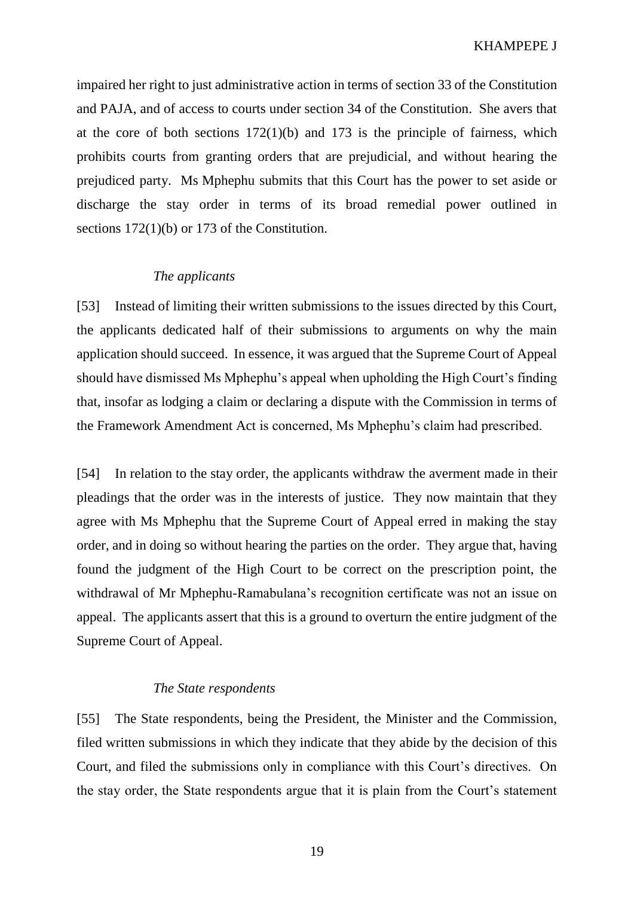impaired her right to just administrative action in terms of section 33 of the Constitution and PAJA, and of access to courts under section 34 of the Constitution. She avers that at the core of both sections 172(1)(b) and 173 is the principle of fairness, which prohibits courts from granting orders that are prejudicial, and without hearing the prejudiced party. Ms Mphephu submits that this Court has the power to set aside or discharge the stay order in terms of its broad remedial power outlined in sections 172(1)(b) or 173 of the Constitution.

*The applicants*

[53] Instead of limiting their written submissions to the issues directed by this Court, the applicants dedicated half of their submissions to arguments on why the main application should succeed. In essence, it was argued that the Supreme Court of Appeal should have dismissed Ms Mphephu's appeal when upholding the High Court's finding that, insofar as lodging a claim or declaring a dispute with the Commission in terms of the Framework Amendment Act is concerned, Ms Mphephu's claim had prescribed.

[54] In relation to the stay order, the applicants withdraw the averment made in their pleadings that the order was in the interests of justice. They now maintain that they agree with Ms Mphephu that the Supreme Court of Appeal erred in making the stay order, and in doing so without hearing the parties on the order. They argue that, having found the judgment of the High Court to be correct on the prescription point, the withdrawal of Mr Mphephu-Ramabulana's recognition certificate was not an issue on appeal. The applicants assert that this is a ground to overturn the entire judgment of the Supreme Court of Appeal.

*The State respondents*

[55] The State respondents, being the President, the Minister and the Commission, filed written submissions in which they indicate that they abide by the decision of this Court, and filed the submissions only in compliance with this Court's directives. On the stay order, the State respondents argue that it is plain from the Court's statement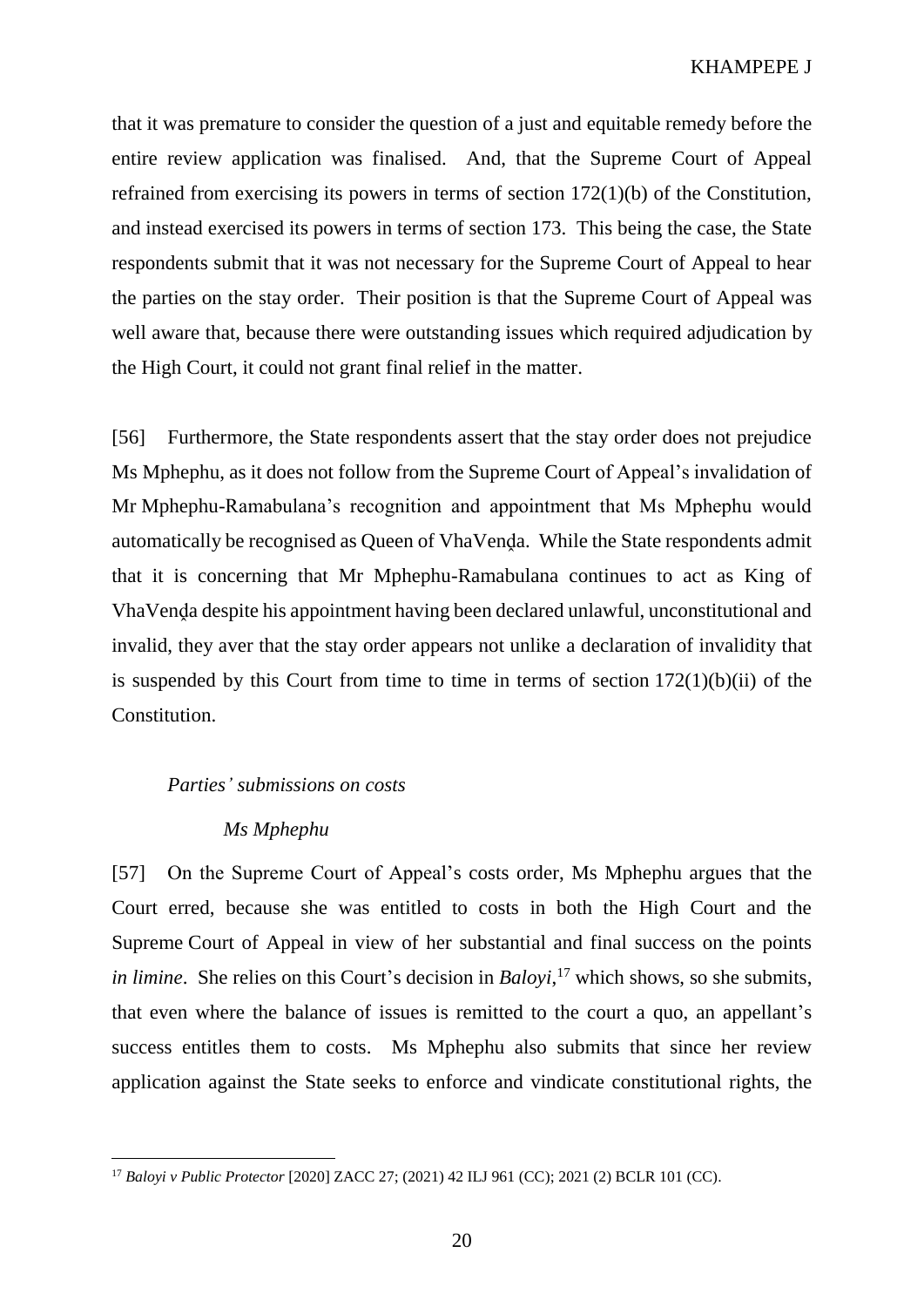that it was premature to consider the question of a just and equitable remedy before the entire review application was finalised. And, that the Supreme Court of Appeal refrained from exercising its powers in terms of section 172(1)(b) of the Constitution, and instead exercised its powers in terms of section 173. This being the case, the State respondents submit that it was not necessary for the Supreme Court of Appeal to hear the parties on the stay order. Their position is that the Supreme Court of Appeal was well aware that, because there were outstanding issues which required adjudication by the High Court, it could not grant final relief in the matter.

[56] Furthermore, the State respondents assert that the stay order does not prejudice Ms Mphephu, as it does not follow from the Supreme Court of Appeal's invalidation of Mr Mphephu-Ramabulana's recognition and appointment that Ms Mphephu would automatically be recognised as Queen of VhaVenḓa. While the State respondents admit that it is concerning that Mr Mphephu-Ramabulana continues to act as King of VhaVenḓa despite his appointment having been declared unlawful, unconstitutional and invalid, they aver that the stay order appears not unlike a declaration of invalidity that is suspended by this Court from time to time in terms of section 172(1)(b)(ii) of the Constitution.

*Parties' submissions on costs*

*Ms Mphephu*

[57] On the Supreme Court of Appeal's costs order, Ms Mphephu argues that the Court erred, because she was entitled to costs in both the High Court and the Supreme Court of Appeal in view of her substantial and final success on the points *in limine*. She relies on this Court's decision in *Baloyi*,[17] which shows, so she submits, that even where the balance of issues is remitted to the court a quo, an appellant's success entitles them to costs. Ms Mphephu also submits that since her review application against the State seeks to enforce and vindicate constitutional rights, the

---

[17] *Baloyi v Public Protector* [2020] ZACC 27; (2021) 42 ILJ 961 (CC); 2021 (2) BCLR 101 (CC).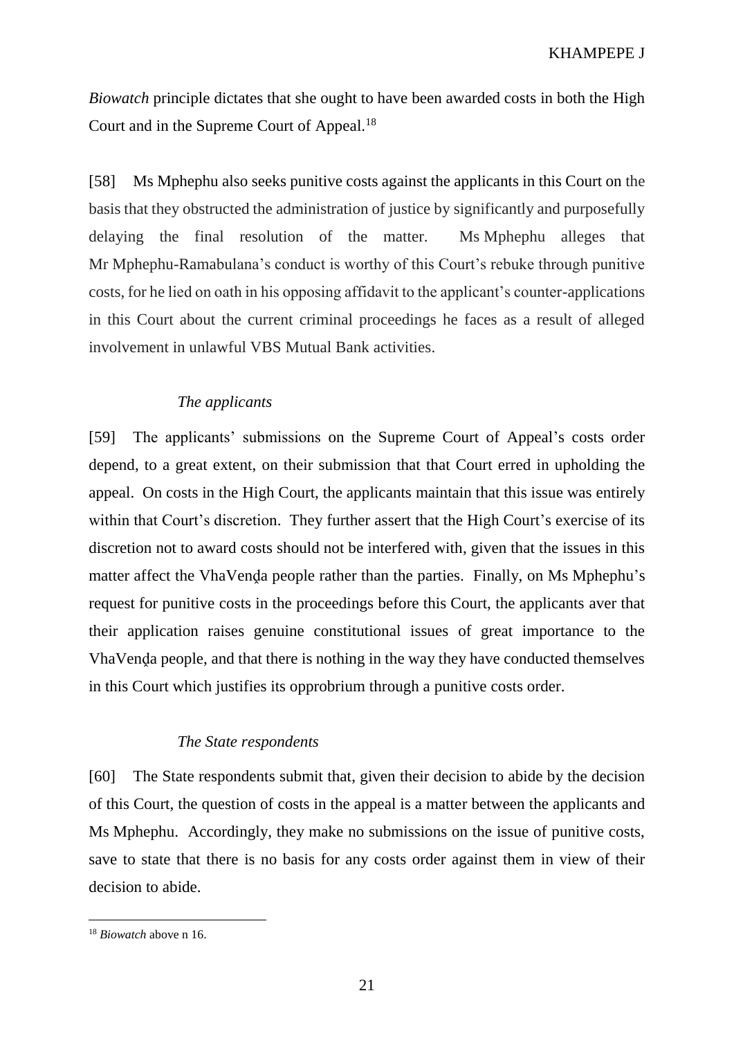*Biowatch* principle dictates that she ought to have been awarded costs in both the High Court and in the Supreme Court of Appeal.[18]

[58] Ms Mphephu also seeks punitive costs against the applicants in this Court on the basis that they obstructed the administration of justice by significantly and purposefully delaying the final resolution of the matter. Ms Mphephu alleges that Mr Mphephu-Ramabulana's conduct is worthy of this Court's rebuke through punitive costs, for he lied on oath in his opposing affidavit to the applicant's counter-applications in this Court about the current criminal proceedings he faces as a result of alleged involvement in unlawful VBS Mutual Bank activities.

### *The applicants*

[59] The applicants' submissions on the Supreme Court of Appeal's costs order depend, to a great extent, on their submission that that Court erred in upholding the appeal. On costs in the High Court, the applicants maintain that this issue was entirely within that Court's discretion. They further assert that the High Court's exercise of its discretion not to award costs should not be interfered with, given that the issues in this matter affect the VhaVenḓa people rather than the parties. Finally, on Ms Mphephu's request for punitive costs in the proceedings before this Court, the applicants aver that their application raises genuine constitutional issues of great importance to the VhaVenḓa people, and that there is nothing in the way they have conducted themselves in this Court which justifies its opprobrium through a punitive costs order.

### *The State respondents*

[60] The State respondents submit that, given their decision to abide by the decision of this Court, the question of costs in the appeal is a matter between the applicants and Ms Mphephu. Accordingly, they make no submissions on the issue of punitive costs, save to state that there is no basis for any costs order against them in view of their decision to abide.

---

[18] *Biowatch* above n 16.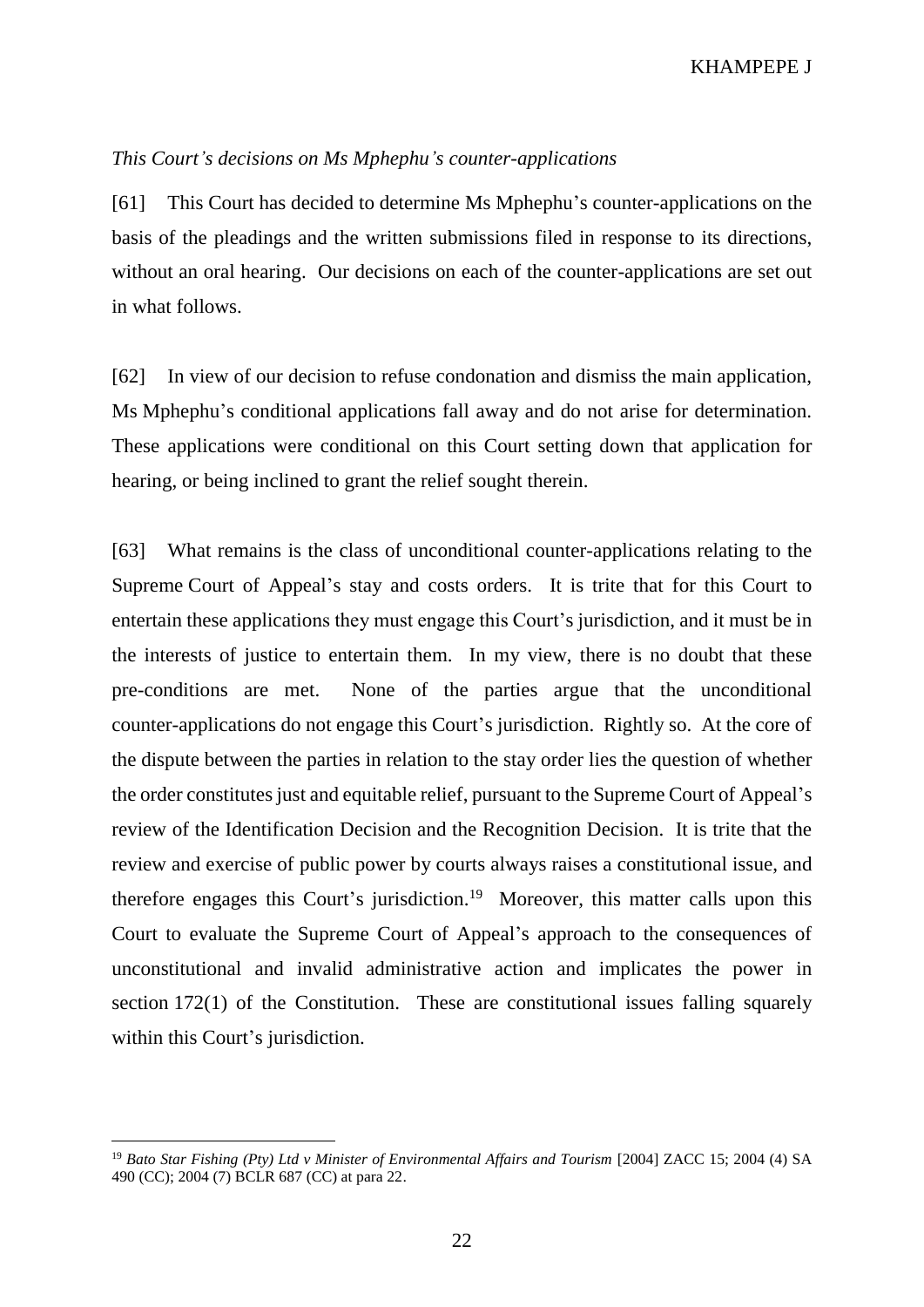*This Court's decisions on Ms Mphephu's counter-applications*

[61] This Court has decided to determine Ms Mphephu's counter-applications on the basis of the pleadings and the written submissions filed in response to its directions, without an oral hearing. Our decisions on each of the counter-applications are set out in what follows.

[62] In view of our decision to refuse condonation and dismiss the main application, Ms Mphephu's conditional applications fall away and do not arise for determination. These applications were conditional on this Court setting down that application for hearing, or being inclined to grant the relief sought therein.

[63] What remains is the class of unconditional counter-applications relating to the Supreme Court of Appeal's stay and costs orders. It is trite that for this Court to entertain these applications they must engage this Court's jurisdiction, and it must be in the interests of justice to entertain them. In my view, there is no doubt that these pre-conditions are met. None of the parties argue that the unconditional counter-applications do not engage this Court's jurisdiction. Rightly so. At the core of the dispute between the parties in relation to the stay order lies the question of whether the order constitutes just and equitable relief, pursuant to the Supreme Court of Appeal's review of the Identification Decision and the Recognition Decision. It is trite that the review and exercise of public power by courts always raises a constitutional issue, and therefore engages this Court's jurisdiction.[19] Moreover, this matter calls upon this Court to evaluate the Supreme Court of Appeal's approach to the consequences of unconstitutional and invalid administrative action and implicates the power in section 172(1) of the Constitution. These are constitutional issues falling squarely within this Court's jurisdiction.

---

[19] *Bato Star Fishing (Pty) Ltd v Minister of Environmental Affairs and Tourism* [2004] ZACC 15; 2004 (4) SA 490 (CC); 2004 (7) BCLR 687 (CC) at para 22.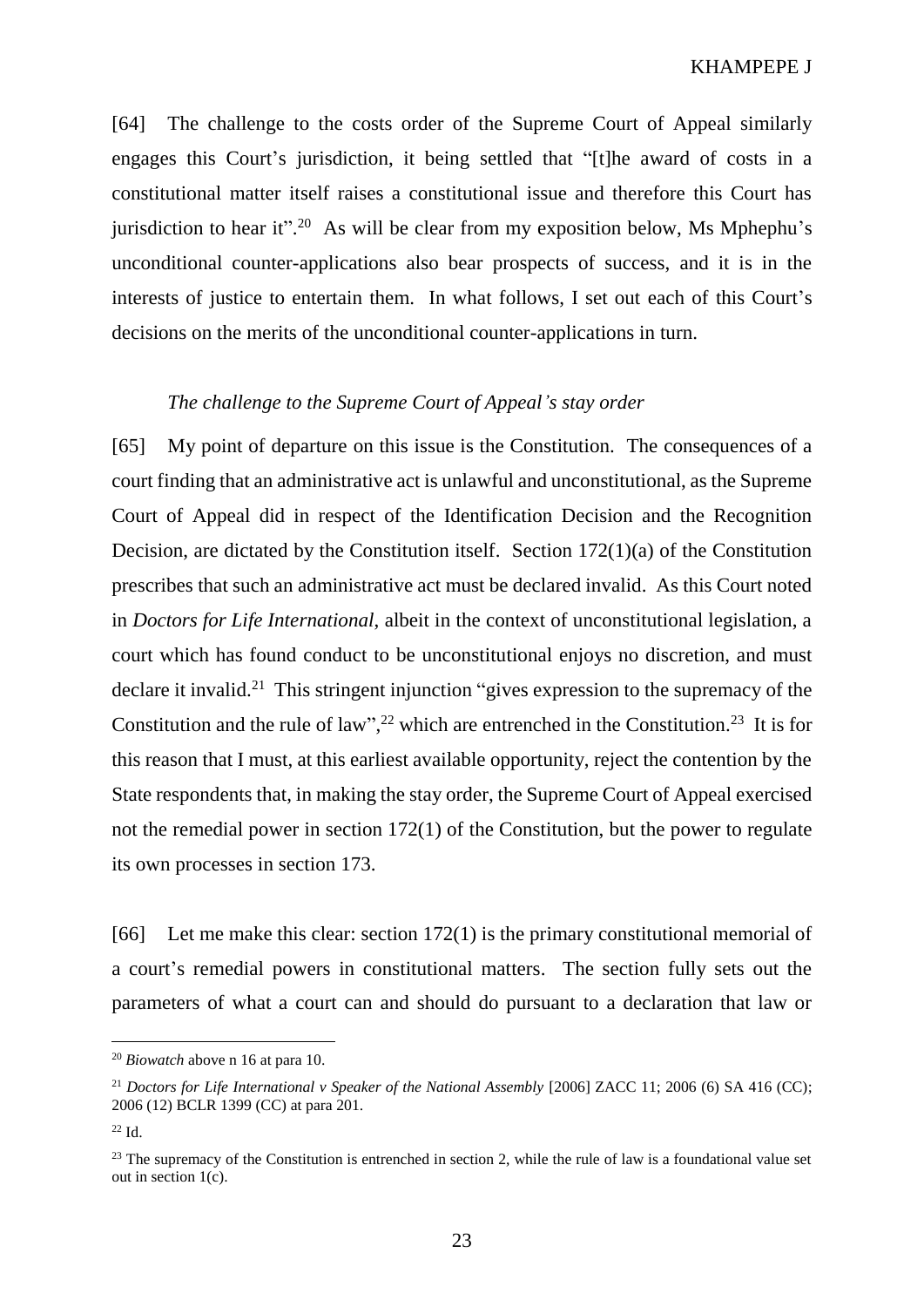[64] The challenge to the costs order of the Supreme Court of Appeal similarly engages this Court's jurisdiction, it being settled that "[t]he award of costs in a constitutional matter itself raises a constitutional issue and therefore this Court has jurisdiction to hear it".[20] As will be clear from my exposition below, Ms Mphephu's unconditional counter-applications also bear prospects of success, and it is in the interests of justice to entertain them. In what follows, I set out each of this Court's decisions on the merits of the unconditional counter-applications in turn.

### *The challenge to the Supreme Court of Appeal's stay order*

[65] My point of departure on this issue is the Constitution. The consequences of a court finding that an administrative act is unlawful and unconstitutional, as the Supreme Court of Appeal did in respect of the Identification Decision and the Recognition Decision, are dictated by the Constitution itself. Section 172(1)(a) of the Constitution prescribes that such an administrative act must be declared invalid. As this Court noted in *Doctors for Life International*, albeit in the context of unconstitutional legislation, a court which has found conduct to be unconstitutional enjoys no discretion, and must declare it invalid.[21] This stringent injunction "gives expression to the supremacy of the Constitution and the rule of law",[22] which are entrenched in the Constitution.[23] It is for this reason that I must, at this earliest available opportunity, reject the contention by the State respondents that, in making the stay order, the Supreme Court of Appeal exercised not the remedial power in section 172(1) of the Constitution, but the power to regulate its own processes in section 173.

[66] Let me make this clear: section 172(1) is the primary constitutional memorial of a court's remedial powers in constitutional matters. The section fully sets out the parameters of what a court can and should do pursuant to a declaration that law or

---

[20] *Biowatch* above n 16 at para 10.

[21] *Doctors for Life International v Speaker of the National Assembly* [2006] ZACC 11; 2006 (6) SA 416 (CC); 2006 (12) BCLR 1399 (CC) at para 201.

[22] Id.

[23] The supremacy of the Constitution is entrenched in section 2, while the rule of law is a foundational value set out in section 1(c).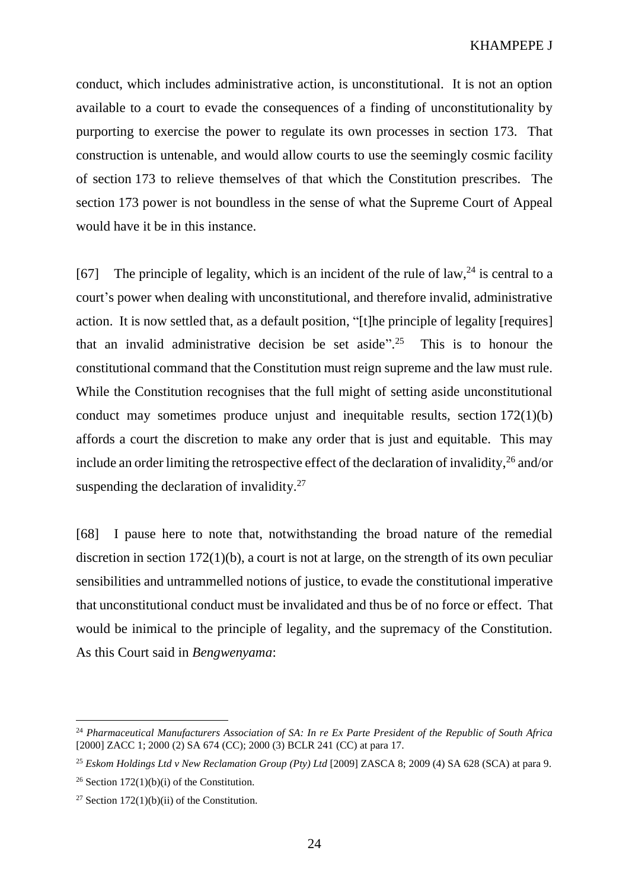conduct, which includes administrative action, is unconstitutional. It is not an option available to a court to evade the consequences of a finding of unconstitutionality by purporting to exercise the power to regulate its own processes in section 173. That construction is untenable, and would allow courts to use the seemingly cosmic facility of section 173 to relieve themselves of that which the Constitution prescribes. The section 173 power is not boundless in the sense of what the Supreme Court of Appeal would have it be in this instance.

[67] The principle of legality, which is an incident of the rule of law,[24] is central to a court's power when dealing with unconstitutional, and therefore invalid, administrative action. It is now settled that, as a default position, "[t]he principle of legality [requires] that an invalid administrative decision be set aside".[25] This is to honour the constitutional command that the Constitution must reign supreme and the law must rule. While the Constitution recognises that the full might of setting aside unconstitutional conduct may sometimes produce unjust and inequitable results, section 172(1)(b) affords a court the discretion to make any order that is just and equitable. This may include an order limiting the retrospective effect of the declaration of invalidity,[26] and/or suspending the declaration of invalidity.[27]

[68] I pause here to note that, notwithstanding the broad nature of the remedial discretion in section 172(1)(b), a court is not at large, on the strength of its own peculiar sensibilities and untrammelled notions of justice, to evade the constitutional imperative that unconstitutional conduct must be invalidated and thus be of no force or effect. That would be inimical to the principle of legality, and the supremacy of the Constitution. As this Court said in *Bengwenyama*:

---

[24] *Pharmaceutical Manufacturers Association of SA: In re Ex Parte President of the Republic of South Africa* [2000] ZACC 1; 2000 (2) SA 674 (CC); 2000 (3) BCLR 241 (CC) at para 17.

[25] *Eskom Holdings Ltd v New Reclamation Group (Pty) Ltd* [2009] ZASCA 8; 2009 (4) SA 628 (SCA) at para 9.

[26] Section 172(1)(b)(i) of the Constitution.

[27] Section 172(1)(b)(ii) of the Constitution.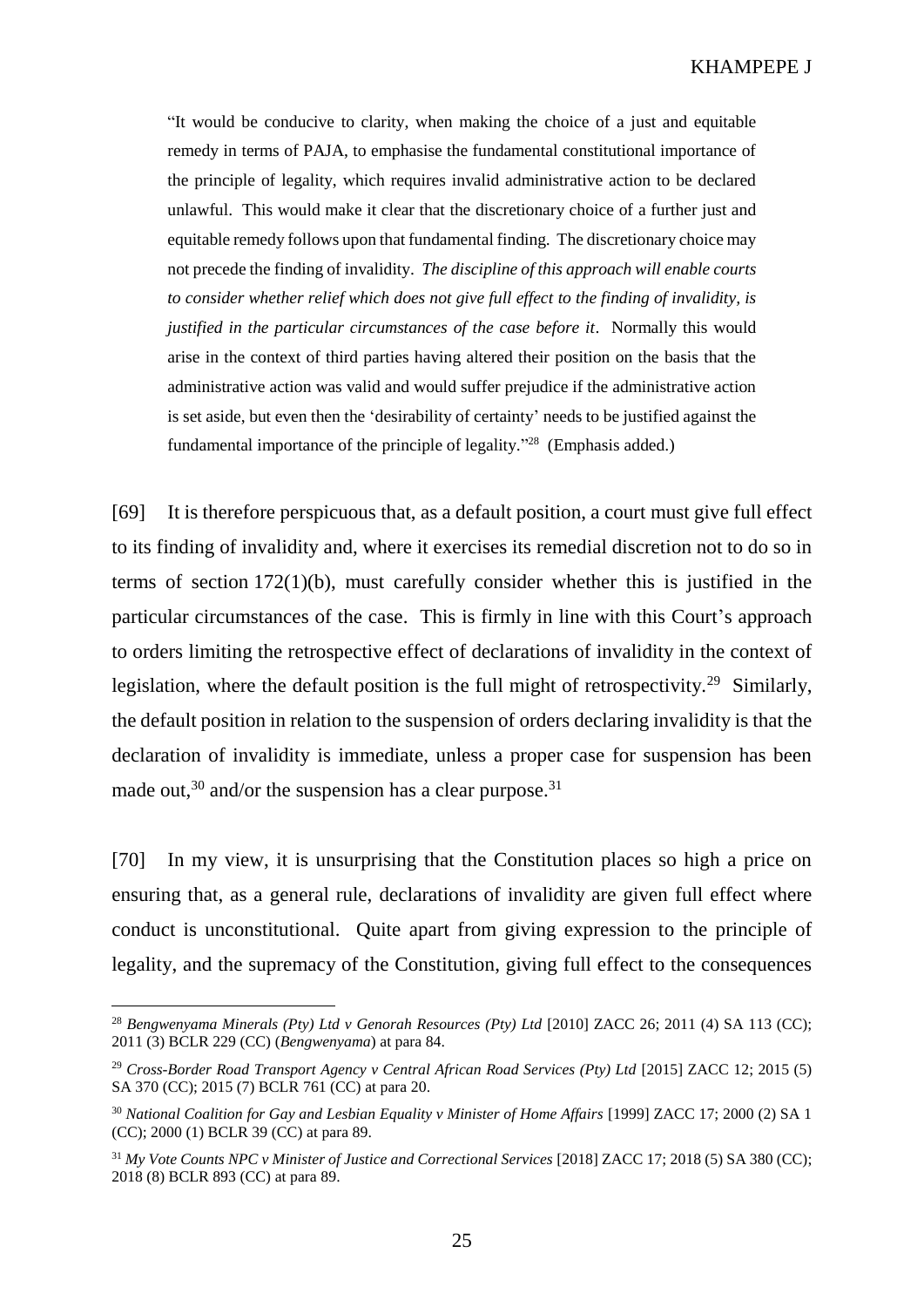> "It would be conducive to clarity, when making the choice of a just and equitable remedy in terms of PAJA, to emphasise the fundamental constitutional importance of the principle of legality, which requires invalid administrative action to be declared unlawful. This would make it clear that the discretionary choice of a further just and equitable remedy follows upon that fundamental finding. The discretionary choice may not precede the finding of invalidity. *The discipline of this approach will enable courts to consider whether relief which does not give full effect to the finding of invalidity, is justified in the particular circumstances of the case before it*. Normally this would arise in the context of third parties having altered their position on the basis that the administrative action was valid and would suffer prejudice if the administrative action is set aside, but even then the 'desirability of certainty' needs to be justified against the fundamental importance of the principle of legality."[28] (Emphasis added.)

[69] It is therefore perspicuous that, as a default position, a court must give full effect to its finding of invalidity and, where it exercises its remedial discretion not to do so in terms of section 172(1)(b), must carefully consider whether this is justified in the particular circumstances of the case. This is firmly in line with this Court's approach to orders limiting the retrospective effect of declarations of invalidity in the context of legislation, where the default position is the full might of retrospectivity.[29] Similarly, the default position in relation to the suspension of orders declaring invalidity is that the declaration of invalidity is immediate, unless a proper case for suspension has been made out,[30] and/or the suspension has a clear purpose.[31]

[70] In my view, it is unsurprising that the Constitution places so high a price on ensuring that, as a general rule, declarations of invalidity are given full effect where conduct is unconstitutional. Quite apart from giving expression to the principle of legality, and the supremacy of the Constitution, giving full effect to the consequences

---

[28] *Bengwenyama Minerals (Pty) Ltd v Genorah Resources (Pty) Ltd* [2010] ZACC 26; 2011 (4) SA 113 (CC); 2011 (3) BCLR 229 (CC) (*Bengwenyama*) at para 84.

[29] *Cross-Border Road Transport Agency v Central African Road Services (Pty) Ltd* [2015] ZACC 12; 2015 (5) SA 370 (CC); 2015 (7) BCLR 761 (CC) at para 20.

[30] *National Coalition for Gay and Lesbian Equality v Minister of Home Affairs* [1999] ZACC 17; 2000 (2) SA 1 (CC); 2000 (1) BCLR 39 (CC) at para 89.

[31] *My Vote Counts NPC v Minister of Justice and Correctional Services* [2018] ZACC 17; 2018 (5) SA 380 (CC); 2018 (8) BCLR 893 (CC) at para 89.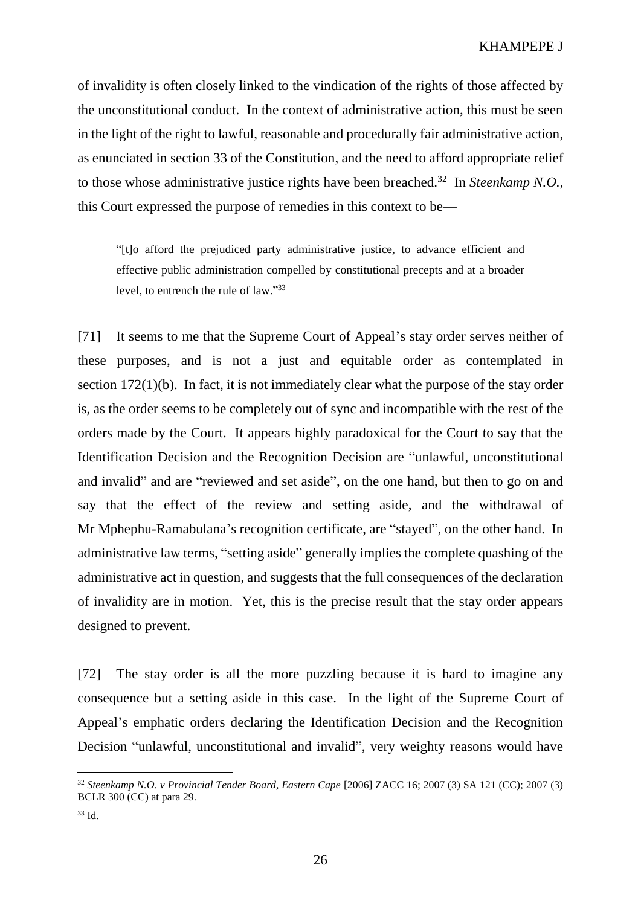of invalidity is often closely linked to the vindication of the rights of those affected by the unconstitutional conduct. In the context of administrative action, this must be seen in the light of the right to lawful, reasonable and procedurally fair administrative action, as enunciated in section 33 of the Constitution, and the need to afford appropriate relief to those whose administrative justice rights have been breached.[32] In *Steenkamp N.O.*, this Court expressed the purpose of remedies in this context to be—

> "[t]o afford the prejudiced party administrative justice, to advance efficient and effective public administration compelled by constitutional precepts and at a broader level, to entrench the rule of law."[33]

[71] It seems to me that the Supreme Court of Appeal's stay order serves neither of these purposes, and is not a just and equitable order as contemplated in section 172(1)(b). In fact, it is not immediately clear what the purpose of the stay order is, as the order seems to be completely out of sync and incompatible with the rest of the orders made by the Court. It appears highly paradoxical for the Court to say that the Identification Decision and the Recognition Decision are "unlawful, unconstitutional and invalid" and are "reviewed and set aside", on the one hand, but then to go on and say that the effect of the review and setting aside, and the withdrawal of Mr Mphephu-Ramabulana's recognition certificate, are "stayed", on the other hand. In administrative law terms, "setting aside" generally implies the complete quashing of the administrative act in question, and suggests that the full consequences of the declaration of invalidity are in motion. Yet, this is the precise result that the stay order appears designed to prevent.

[72] The stay order is all the more puzzling because it is hard to imagine any consequence but a setting aside in this case. In the light of the Supreme Court of Appeal's emphatic orders declaring the Identification Decision and the Recognition Decision "unlawful, unconstitutional and invalid", very weighty reasons would have

---

[32] *Steenkamp N.O. v Provincial Tender Board, Eastern Cape* [2006] ZACC 16; 2007 (3) SA 121 (CC); 2007 (3) BCLR 300 (CC) at para 29.

[33] Id.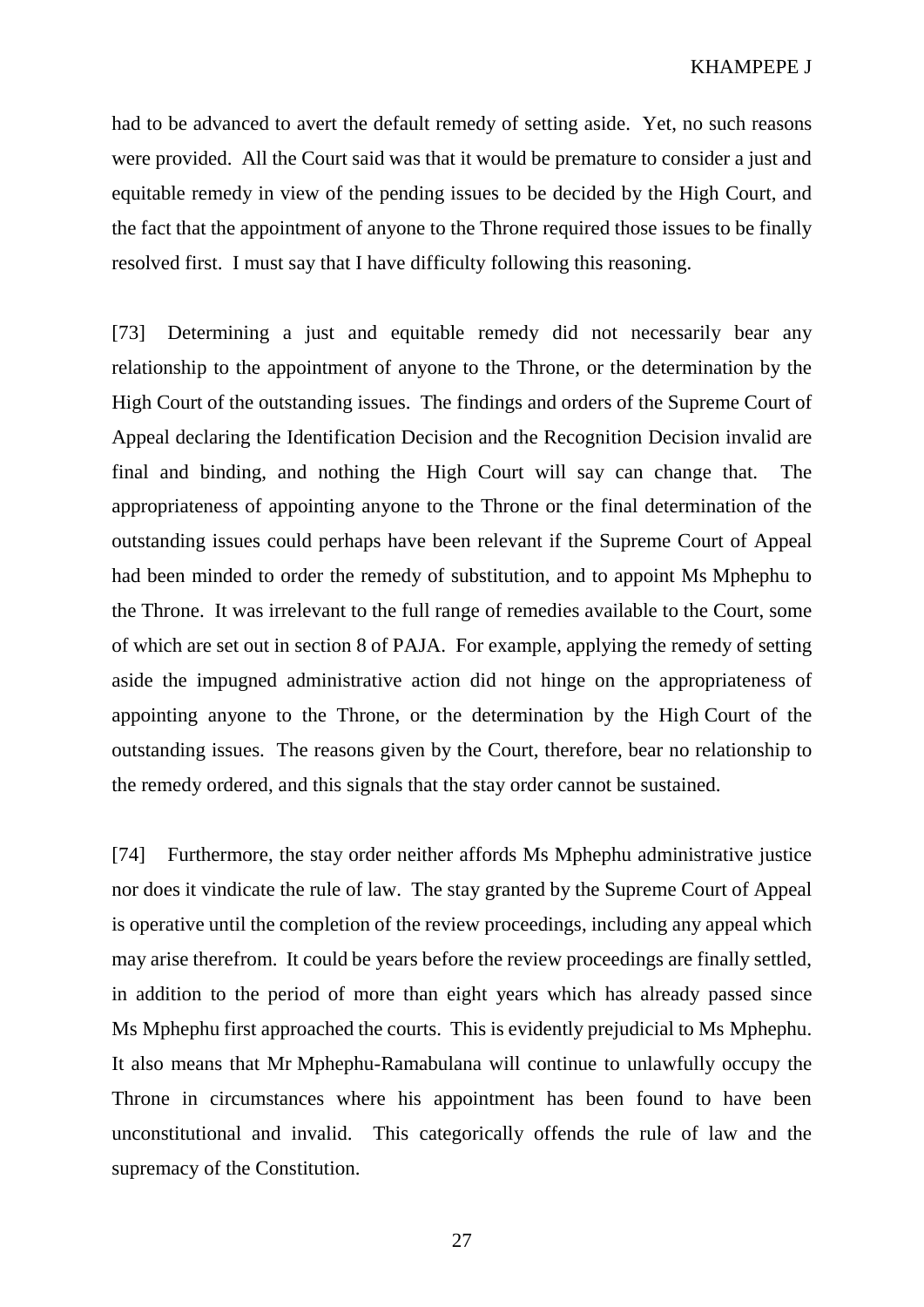had to be advanced to avert the default remedy of setting aside. Yet, no such reasons were provided. All the Court said was that it would be premature to consider a just and equitable remedy in view of the pending issues to be decided by the High Court, and the fact that the appointment of anyone to the Throne required those issues to be finally resolved first. I must say that I have difficulty following this reasoning.

[73] Determining a just and equitable remedy did not necessarily bear any relationship to the appointment of anyone to the Throne, or the determination by the High Court of the outstanding issues. The findings and orders of the Supreme Court of Appeal declaring the Identification Decision and the Recognition Decision invalid are final and binding, and nothing the High Court will say can change that. The appropriateness of appointing anyone to the Throne or the final determination of the outstanding issues could perhaps have been relevant if the Supreme Court of Appeal had been minded to order the remedy of substitution, and to appoint Ms Mphephu to the Throne. It was irrelevant to the full range of remedies available to the Court, some of which are set out in section 8 of PAJA. For example, applying the remedy of setting aside the impugned administrative action did not hinge on the appropriateness of appointing anyone to the Throne, or the determination by the High Court of the outstanding issues. The reasons given by the Court, therefore, bear no relationship to the remedy ordered, and this signals that the stay order cannot be sustained.

[74] Furthermore, the stay order neither affords Ms Mphephu administrative justice nor does it vindicate the rule of law. The stay granted by the Supreme Court of Appeal is operative until the completion of the review proceedings, including any appeal which may arise therefrom. It could be years before the review proceedings are finally settled, in addition to the period of more than eight years which has already passed since Ms Mphephu first approached the courts. This is evidently prejudicial to Ms Mphephu. It also means that Mr Mphephu-Ramabulana will continue to unlawfully occupy the Throne in circumstances where his appointment has been found to have been unconstitutional and invalid. This categorically offends the rule of law and the supremacy of the Constitution.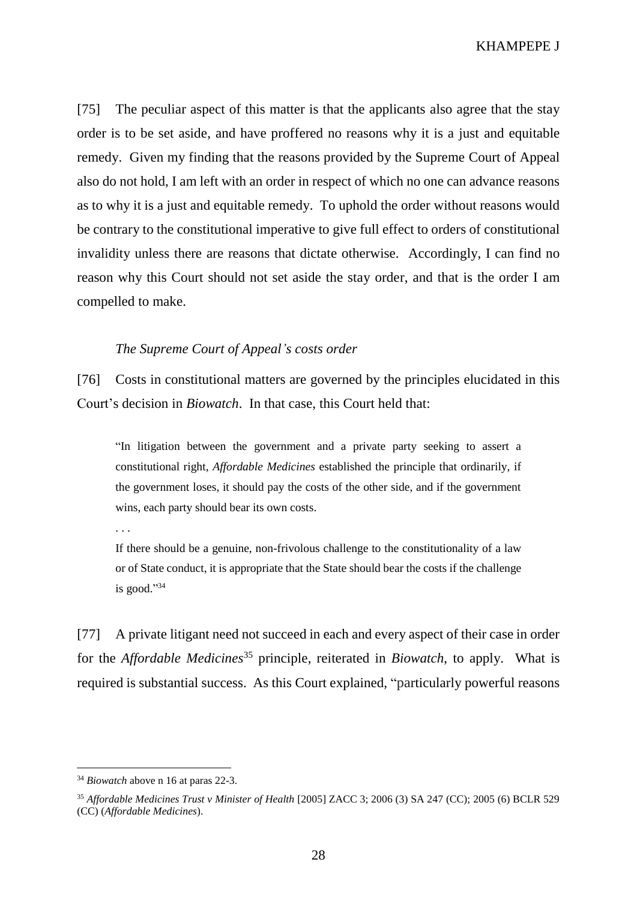[75] The peculiar aspect of this matter is that the applicants also agree that the stay order is to be set aside, and have proffered no reasons why it is a just and equitable remedy. Given my finding that the reasons provided by the Supreme Court of Appeal also do not hold, I am left with an order in respect of which no one can advance reasons as to why it is a just and equitable remedy. To uphold the order without reasons would be contrary to the constitutional imperative to give full effect to orders of constitutional invalidity unless there are reasons that dictate otherwise. Accordingly, I can find no reason why this Court should not set aside the stay order, and that is the order I am compelled to make.

*The Supreme Court of Appeal's costs order*

[76] Costs in constitutional matters are governed by the principles elucidated in this Court's decision in *Biowatch*. In that case, this Court held that:

> "In litigation between the government and a private party seeking to assert a constitutional right, *Affordable Medicines* established the principle that ordinarily, if the government loses, it should pay the costs of the other side, and if the government wins, each party should bear its own costs.
>
> . . .
>
> If there should be a genuine, non-frivolous challenge to the constitutionality of a law or of State conduct, it is appropriate that the State should bear the costs if the challenge is good."[34]

[77] A private litigant need not succeed in each and every aspect of their case in order for the *Affordable Medicines*[35] principle, reiterated in *Biowatch*, to apply. What is required is substantial success. As this Court explained, "particularly powerful reasons

---

[34] *Biowatch* above n 16 at paras 22-3.

[35] *Affordable Medicines Trust v Minister of Health* [2005] ZACC 3; 2006 (3) SA 247 (CC); 2005 (6) BCLR 529 (CC) (*Affordable Medicines*).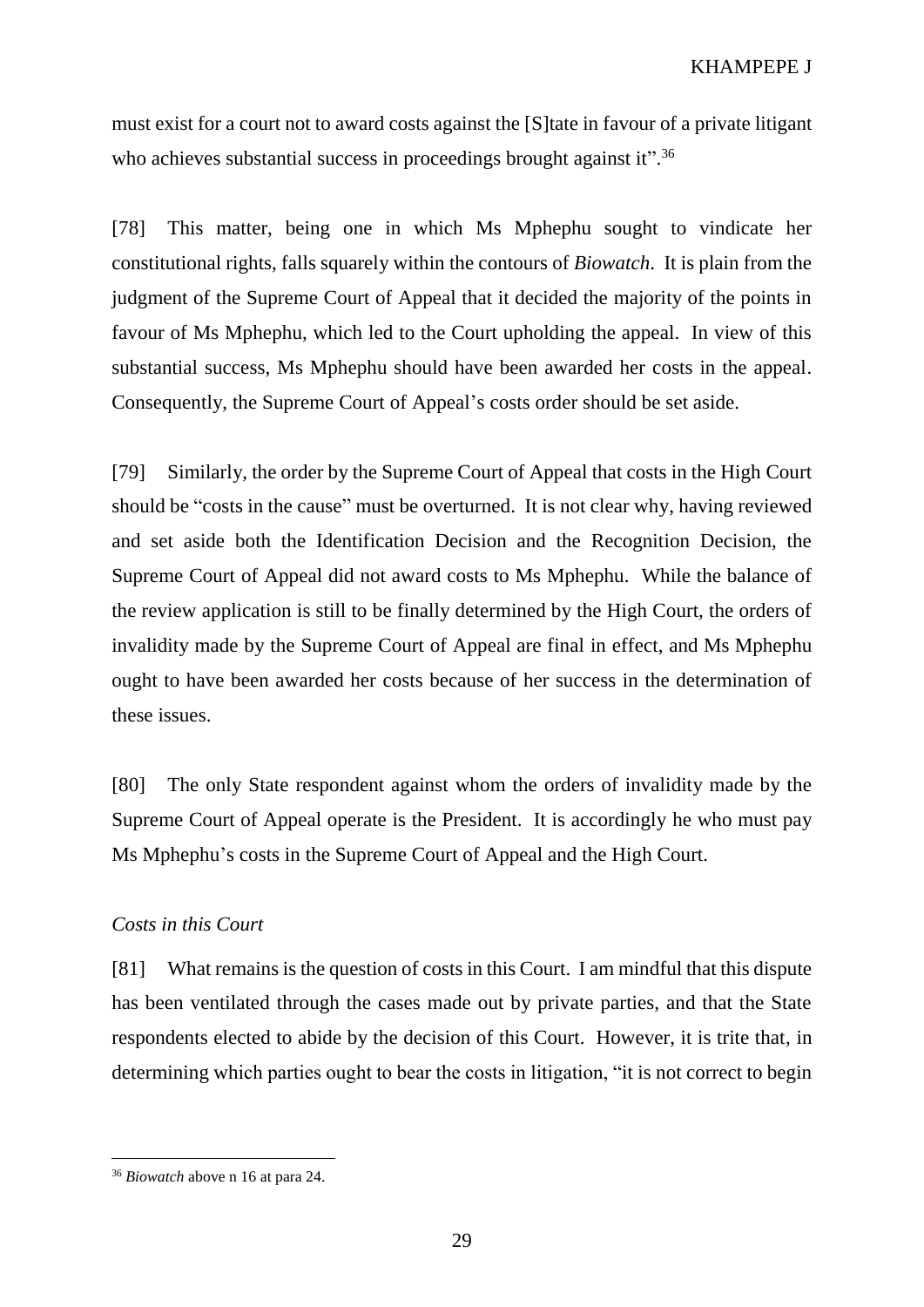must exist for a court not to award costs against the [S]tate in favour of a private litigant who achieves substantial success in proceedings brought against it".[36]

[78] This matter, being one in which Ms Mphephu sought to vindicate her constitutional rights, falls squarely within the contours of *Biowatch*. It is plain from the judgment of the Supreme Court of Appeal that it decided the majority of the points in favour of Ms Mphephu, which led to the Court upholding the appeal. In view of this substantial success, Ms Mphephu should have been awarded her costs in the appeal. Consequently, the Supreme Court of Appeal's costs order should be set aside.

[79] Similarly, the order by the Supreme Court of Appeal that costs in the High Court should be "costs in the cause" must be overturned. It is not clear why, having reviewed and set aside both the Identification Decision and the Recognition Decision, the Supreme Court of Appeal did not award costs to Ms Mphephu. While the balance of the review application is still to be finally determined by the High Court, the orders of invalidity made by the Supreme Court of Appeal are final in effect, and Ms Mphephu ought to have been awarded her costs because of her success in the determination of these issues.

[80] The only State respondent against whom the orders of invalidity made by the Supreme Court of Appeal operate is the President. It is accordingly he who must pay Ms Mphephu's costs in the Supreme Court of Appeal and the High Court.

*Costs in this Court*

[81] What remains is the question of costs in this Court. I am mindful that this dispute has been ventilated through the cases made out by private parties, and that the State respondents elected to abide by the decision of this Court. However, it is trite that, in determining which parties ought to bear the costs in litigation, "it is not correct to begin

---

[36] *Biowatch* above n 16 at para 24.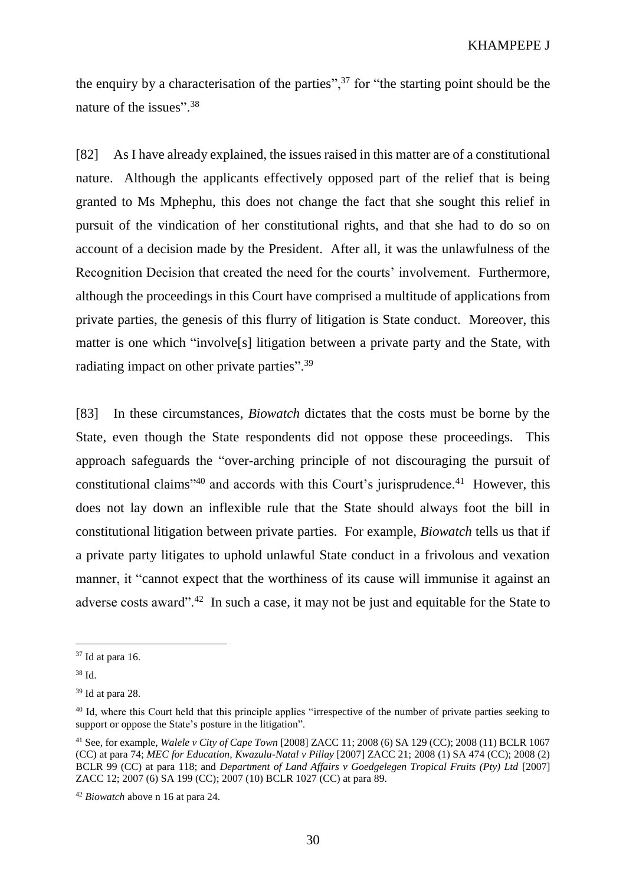the enquiry by a characterisation of the parties",[37] for "the starting point should be the nature of the issues".[38]

[82] As I have already explained, the issues raised in this matter are of a constitutional nature. Although the applicants effectively opposed part of the relief that is being granted to Ms Mphephu, this does not change the fact that she sought this relief in pursuit of the vindication of her constitutional rights, and that she had to do so on account of a decision made by the President. After all, it was the unlawfulness of the Recognition Decision that created the need for the courts' involvement. Furthermore, although the proceedings in this Court have comprised a multitude of applications from private parties, the genesis of this flurry of litigation is State conduct. Moreover, this matter is one which "involve[s] litigation between a private party and the State, with radiating impact on other private parties".[39]

[83] In these circumstances, *Biowatch* dictates that the costs must be borne by the State, even though the State respondents did not oppose these proceedings. This approach safeguards the "over-arching principle of not discouraging the pursuit of constitutional claims"[40] and accords with this Court's jurisprudence.[41] However, this does not lay down an inflexible rule that the State should always foot the bill in constitutional litigation between private parties. For example, *Biowatch* tells us that if a private party litigates to uphold unlawful State conduct in a frivolous and vexation manner, it "cannot expect that the worthiness of its cause will immunise it against an adverse costs award".[42] In such a case, it may not be just and equitable for the State to

---

[37] Id at para 16.

[38] Id.

[39] Id at para 28.

[40] Id, where this Court held that this principle applies "irrespective of the number of private parties seeking to support or oppose the State's posture in the litigation".

[41] See, for example, *Walele v City of Cape Town* [2008] ZACC 11; 2008 (6) SA 129 (CC); 2008 (11) BCLR 1067 (CC) at para 74; *MEC for Education, Kwazulu-Natal v Pillay* [2007] ZACC 21; 2008 (1) SA 474 (CC); 2008 (2) BCLR 99 (CC) at para 118; and *Department of Land Affairs v Goedgelegen Tropical Fruits (Pty) Ltd* [2007] ZACC 12; 2007 (6) SA 199 (CC); 2007 (10) BCLR 1027 (CC) at para 89.

[42] *Biowatch* above n 16 at para 24.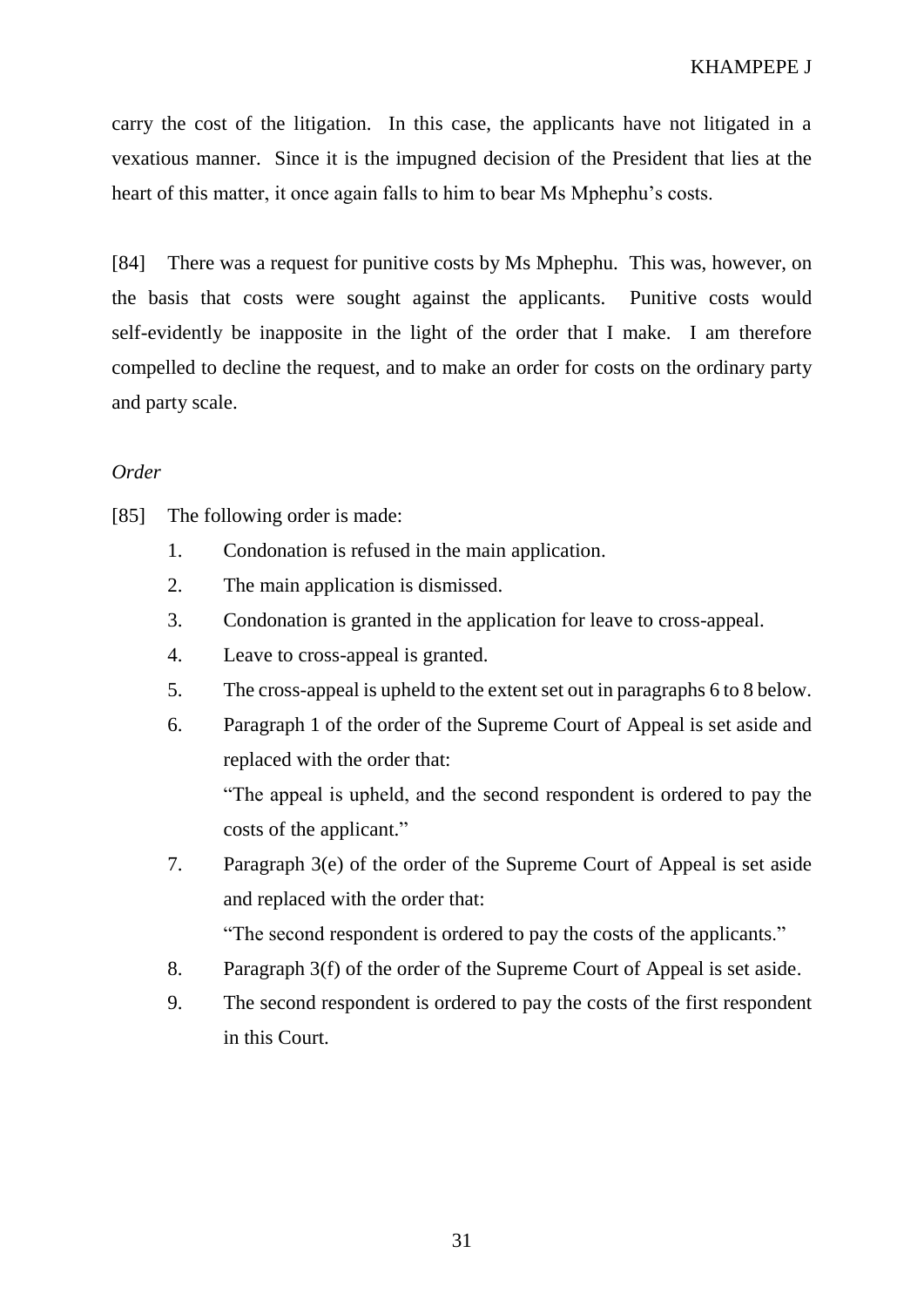carry the cost of the litigation. In this case, the applicants have not litigated in a vexatious manner. Since it is the impugned decision of the President that lies at the heart of this matter, it once again falls to him to bear Ms Mphephu's costs.

[84] There was a request for punitive costs by Ms Mphephu. This was, however, on the basis that costs were sought against the applicants. Punitive costs would self-evidently be inapposite in the light of the order that I make. I am therefore compelled to decline the request, and to make an order for costs on the ordinary party and party scale.

*Order*

[85] The following order is made:

1. Condonation is refused in the main application.
2. The main application is dismissed.
3. Condonation is granted in the application for leave to cross-appeal.
4. Leave to cross-appeal is granted.
5. The cross-appeal is upheld to the extent set out in paragraphs 6 to 8 below.
6. Paragraph 1 of the order of the Supreme Court of Appeal is set aside and replaced with the order that:

   "The appeal is upheld, and the second respondent is ordered to pay the costs of the applicant."
7. Paragraph 3(e) of the order of the Supreme Court of Appeal is set aside and replaced with the order that:

   "The second respondent is ordered to pay the costs of the applicants."
8. Paragraph 3(f) of the order of the Supreme Court of Appeal is set aside.
9. The second respondent is ordered to pay the costs of the first respondent in this Court.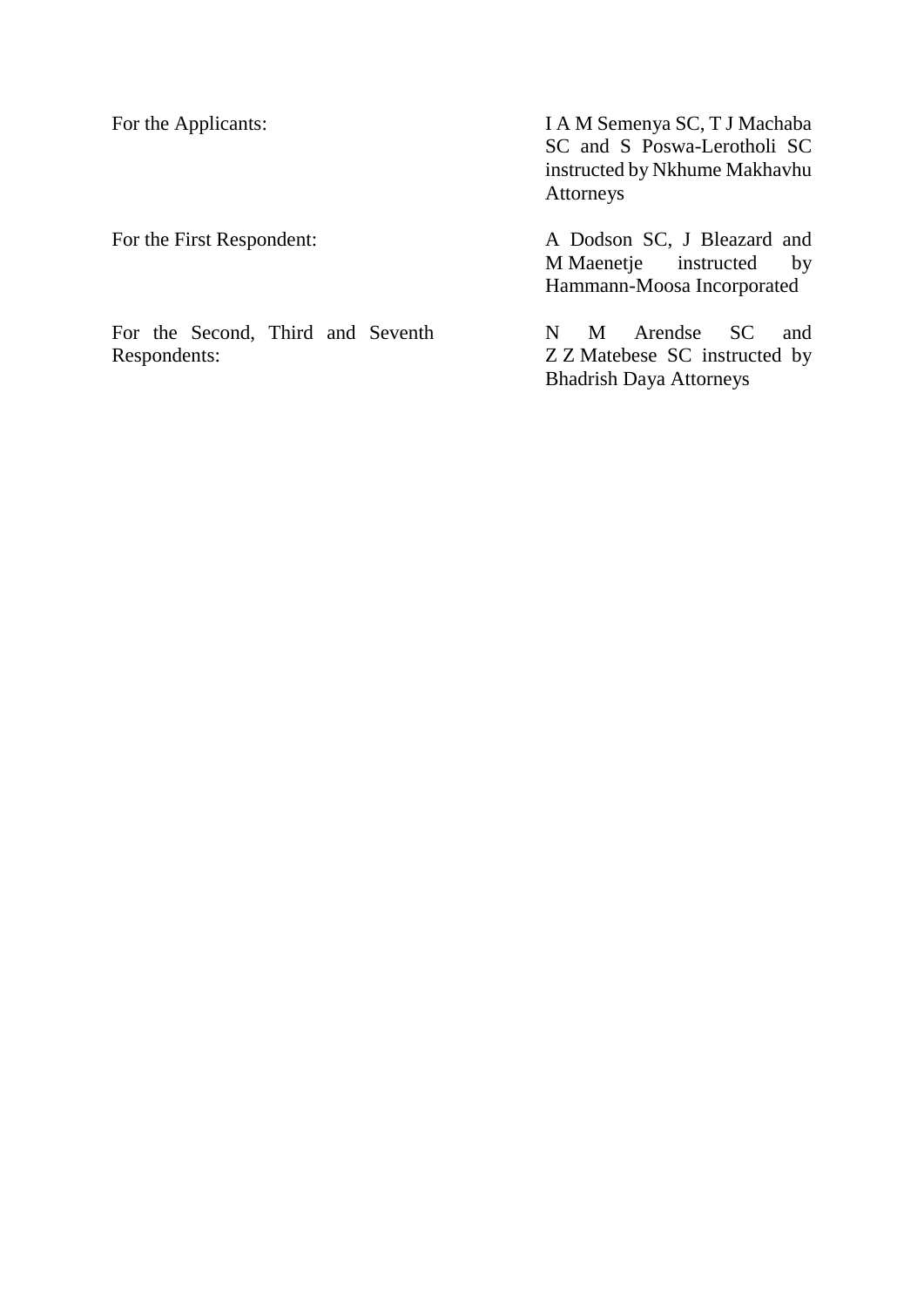| | |
|---|---|
| For the Applicants: | I A M Semenya SC, T J Machaba SC and S Poswa-Lerotholi SC instructed by Nkhume Makhavhu Attorneys |
| For the First Respondent: | A Dodson SC, J Bleazard and M Maenetje instructed by Hammann-Moosa Incorporated |
| For the Second, Third and Seventh Respondents: | N M Arendse SC and Z Z Matebese SC instructed by Bhadrish Daya Attorneys |